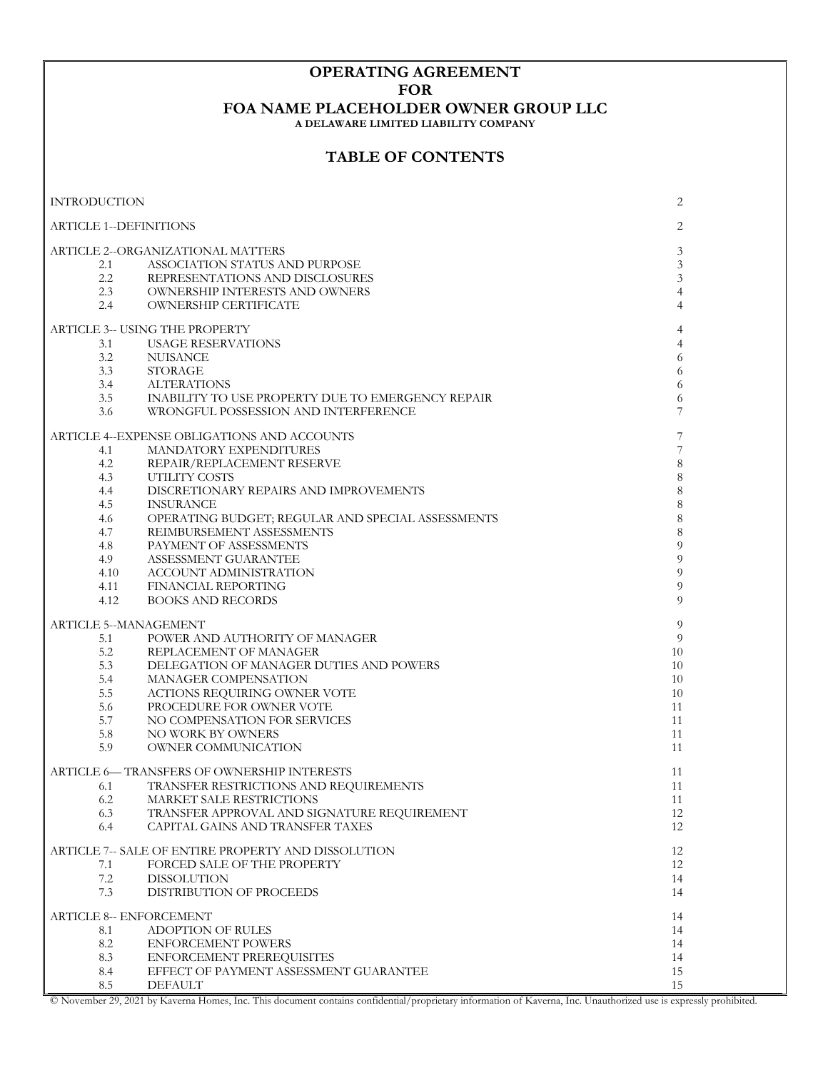# OPERATING AGREEMENT
# FOR
# FOA NAME PLACEHOLDER OWNER GROUP LLC

**A DELAWARE LIMITED LIABILITY COMPANY**

## TABLE OF CONTENTS

| | | |
|---|---|---|
| INTRODUCTION | | 2 |
| ARTICLE 1--DEFINITIONS | | 2 |
| ARTICLE 2--ORGANIZATIONAL MATTERS | | 3 |
| 2.1 | ASSOCIATION STATUS AND PURPOSE | 3 |
| 2.2 | REPRESENTATIONS AND DISCLOSURES | 3 |
| 2.3 | OWNERSHIP INTERESTS AND OWNERS | 4 |
| 2.4 | OWNERSHIP CERTIFICATE | 4 |
| ARTICLE 3-- USING THE PROPERTY | | 4 |
| 3.1 | USAGE RESERVATIONS | 4 |
| 3.2 | NUISANCE | 6 |
| 3.3 | STORAGE | 6 |
| 3.4 | ALTERATIONS | 6 |
| 3.5 | INABILITY TO USE PROPERTY DUE TO EMERGENCY REPAIR | 6 |
| 3.6 | WRONGFUL POSSESSION AND INTERFERENCE | 7 |
| ARTICLE 4--EXPENSE OBLIGATIONS AND ACCOUNTS | | 7 |
| 4.1 | MANDATORY EXPENDITURES | 7 |
| 4.2 | REPAIR/REPLACEMENT RESERVE | 8 |
| 4.3 | UTILITY COSTS | 8 |
| 4.4 | DISCRETIONARY REPAIRS AND IMPROVEMENTS | 8 |
| 4.5 | INSURANCE | 8 |
| 4.6 | OPERATING BUDGET; REGULAR AND SPECIAL ASSESSMENTS | 8 |
| 4.7 | REIMBURSEMENT ASSESSMENTS | 8 |
| 4.8 | PAYMENT OF ASSESSMENTS | 9 |
| 4.9 | ASSESSMENT GUARANTEE | 9 |
| 4.10 | ACCOUNT ADMINISTRATION | 9 |
| 4.11 | FINANCIAL REPORTING | 9 |
| 4.12 | BOOKS AND RECORDS | 9 |
| ARTICLE 5--MANAGEMENT | | 9 |
| 5.1 | POWER AND AUTHORITY OF MANAGER | 9 |
| 5.2 | REPLACEMENT OF MANAGER | 10 |
| 5.3 | DELEGATION OF MANAGER DUTIES AND POWERS | 10 |
| 5.4 | MANAGER COMPENSATION | 10 |
| 5.5 | ACTIONS REQUIRING OWNER VOTE | 10 |
| 5.6 | PROCEDURE FOR OWNER VOTE | 11 |
| 5.7 | NO COMPENSATION FOR SERVICES | 11 |
| 5.8 | NO WORK BY OWNERS | 11 |
| 5.9 | OWNER COMMUNICATION | 11 |
| ARTICLE 6— TRANSFERS OF OWNERSHIP INTERESTS | | 11 |
| 6.1 | TRANSFER RESTRICTIONS AND REQUIREMENTS | 11 |
| 6.2 | MARKET SALE RESTRICTIONS | 11 |
| 6.3 | TRANSFER APPROVAL AND SIGNATURE REQUIREMENT | 12 |
| 6.4 | CAPITAL GAINS AND TRANSFER TAXES | 12 |
| ARTICLE 7-- SALE OF ENTIRE PROPERTY AND DISSOLUTION | | 12 |
| 7.1 | FORCED SALE OF THE PROPERTY | 12 |
| 7.2 | DISSOLUTION | 14 |
| 7.3 | DISTRIBUTION OF PROCEEDS | 14 |
| ARTICLE 8-- ENFORCEMENT | | 14 |
| 8.1 | ADOPTION OF RULES | 14 |
| 8.2 | ENFORCEMENT POWERS | 14 |
| 8.3 | ENFORCEMENT PREREQUISITES | 14 |
| 8.4 | EFFECT OF PAYMENT ASSESSMENT GUARANTEE | 15 |
| 8.5 | DEFAULT | 15 |

© November 29, 2021 by Kaverna Homes, Inc. This document contains confidential/proprietary information of Kaverna, Inc. Unauthorized use is expressly prohibited.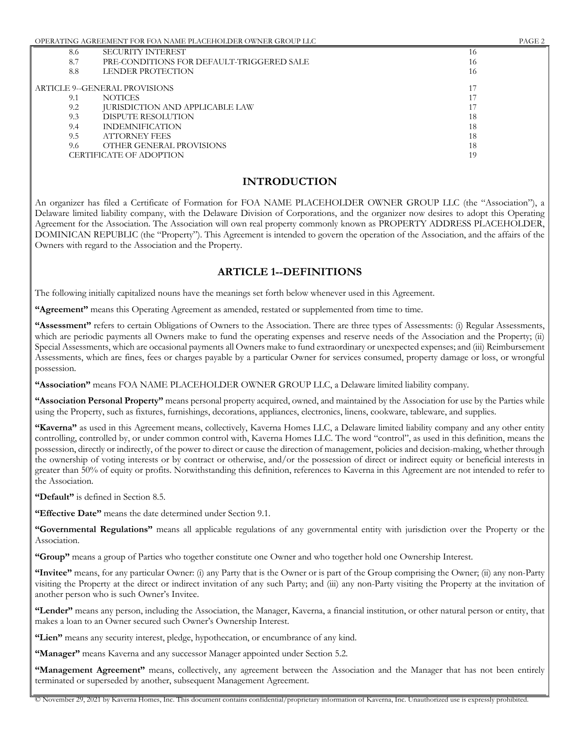| | | |
|---|---|---|
| 8.6 | SECURITY INTEREST | 16 |
| 8.7 | PRE-CONDITIONS FOR DEFAULT-TRIGGERED SALE | 16 |
| 8.8 | LENDER PROTECTION | 16 |
| ARTICLE 9--GENERAL PROVISIONS | | 17 |
| 9.1 | NOTICES | 17 |
| 9.2 | JURISDICTION AND APPLICABLE LAW | 17 |
| 9.3 | DISPUTE RESOLUTION | 18 |
| 9.4 | INDEMNIFICATION | 18 |
| 9.5 | ATTORNEY FEES | 18 |
| 9.6 | OTHER GENERAL PROVISIONS | 18 |
| CERTIFICATE OF ADOPTION | | 19 |

## INTRODUCTION

An organizer has filed a Certificate of Formation for FOA NAME PLACEHOLDER OWNER GROUP LLC (the "Association"), a Delaware limited liability company, with the Delaware Division of Corporations, and the organizer now desires to adopt this Operating Agreement for the Association. The Association will own real property commonly known as PROPERTY ADDRESS PLACEHOLDER, DOMINICAN REPUBLIC (the "Property"). This Agreement is intended to govern the operation of the Association, and the affairs of the Owners with regard to the Association and the Property.

## ARTICLE 1--DEFINITIONS

The following initially capitalized nouns have the meanings set forth below whenever used in this Agreement.

**"Agreement"** means this Operating Agreement as amended, restated or supplemented from time to time.

**"Assessment"** refers to certain Obligations of Owners to the Association. There are three types of Assessments: (i) Regular Assessments, which are periodic payments all Owners make to fund the operating expenses and reserve needs of the Association and the Property; (ii) Special Assessments, which are occasional payments all Owners make to fund extraordinary or unexpected expenses; and (iii) Reimbursement Assessments, which are fines, fees or charges payable by a particular Owner for services consumed, property damage or loss, or wrongful possession.

**"Association"** means FOA NAME PLACEHOLDER OWNER GROUP LLC, a Delaware limited liability company.

**"Association Personal Property"** means personal property acquired, owned, and maintained by the Association for use by the Parties while using the Property, such as fixtures, furnishings, decorations, appliances, electronics, linens, cookware, tableware, and supplies.

**"Kaverna"** as used in this Agreement means, collectively, Kaverna Homes LLC, a Delaware limited liability company and any other entity controlling, controlled by, or under common control with, Kaverna Homes LLC. The word "control", as used in this definition, means the possession, directly or indirectly, of the power to direct or cause the direction of management, policies and decision-making, whether through the ownership of voting interests or by contract or otherwise, and/or the possession of direct or indirect equity or beneficial interests in greater than 50% of equity or profits. Notwithstanding this definition, references to Kaverna in this Agreement are not intended to refer to the Association.

**"Default"** is defined in Section 8.5.

**"Effective Date"** means the date determined under Section 9.1.

**"Governmental Regulations"** means all applicable regulations of any governmental entity with jurisdiction over the Property or the Association.

**"Group"** means a group of Parties who together constitute one Owner and who together hold one Ownership Interest.

**"Invitee"** means, for any particular Owner: (i) any Party that is the Owner or is part of the Group comprising the Owner; (ii) any non-Party visiting the Property at the direct or indirect invitation of any such Party; and (iii) any non-Party visiting the Property at the invitation of another person who is such Owner's Invitee.

**"Lender"** means any person, including the Association, the Manager, Kaverna, a financial institution, or other natural person or entity, that makes a loan to an Owner secured such Owner's Ownership Interest.

**"Lien"** means any security interest, pledge, hypothecation, or encumbrance of any kind.

**"Manager"** means Kaverna and any successor Manager appointed under Section 5.2.

**"Management Agreement"** means, collectively, any agreement between the Association and the Manager that has not been entirely terminated or superseded by another, subsequent Management Agreement.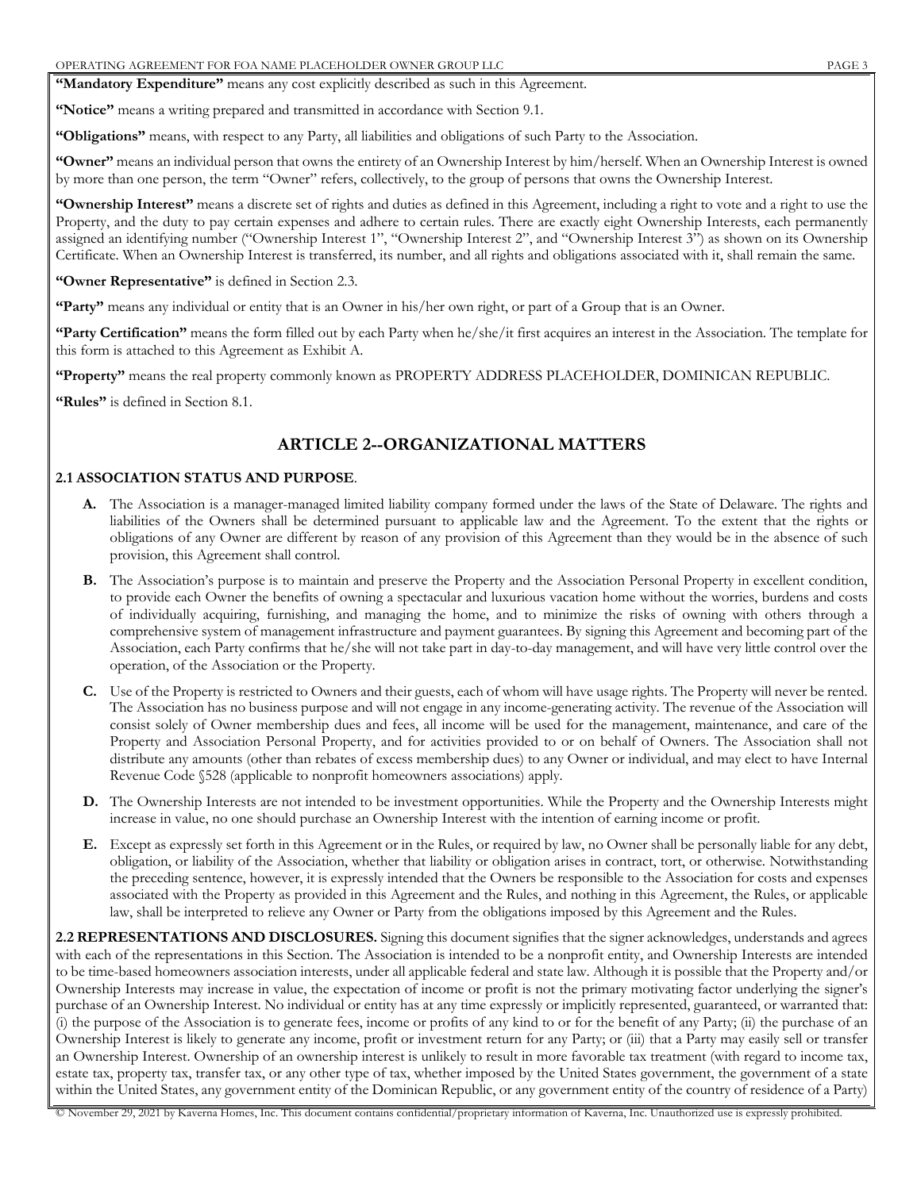**"Mandatory Expenditure"** means any cost explicitly described as such in this Agreement.

**"Notice"** means a writing prepared and transmitted in accordance with Section 9.1.

**"Obligations"** means, with respect to any Party, all liabilities and obligations of such Party to the Association.

**"Owner"** means an individual person that owns the entirety of an Ownership Interest by him/herself. When an Ownership Interest is owned by more than one person, the term "Owner" refers, collectively, to the group of persons that owns the Ownership Interest.

**"Ownership Interest"** means a discrete set of rights and duties as defined in this Agreement, including a right to vote and a right to use the Property, and the duty to pay certain expenses and adhere to certain rules. There are exactly eight Ownership Interests, each permanently assigned an identifying number ("Ownership Interest 1", "Ownership Interest 2", and "Ownership Interest 3") as shown on its Ownership Certificate. When an Ownership Interest is transferred, its number, and all rights and obligations associated with it, shall remain the same.

**"Owner Representative"** is defined in Section 2.3.

**"Party"** means any individual or entity that is an Owner in his/her own right, or part of a Group that is an Owner.

**"Party Certification"** means the form filled out by each Party when he/she/it first acquires an interest in the Association. The template for this form is attached to this Agreement as Exhibit A.

**"Property"** means the real property commonly known as PROPERTY ADDRESS PLACEHOLDER, DOMINICAN REPUBLIC.

**"Rules"** is defined in Section 8.1.

## ARTICLE 2--ORGANIZATIONAL MATTERS

**2.1 ASSOCIATION STATUS AND PURPOSE**.

- **A.** The Association is a manager-managed limited liability company formed under the laws of the State of Delaware. The rights and liabilities of the Owners shall be determined pursuant to applicable law and the Agreement. To the extent that the rights or obligations of any Owner are different by reason of any provision of this Agreement than they would be in the absence of such provision, this Agreement shall control.
- **B.** The Association's purpose is to maintain and preserve the Property and the Association Personal Property in excellent condition, to provide each Owner the benefits of owning a spectacular and luxurious vacation home without the worries, burdens and costs of individually acquiring, furnishing, and managing the home, and to minimize the risks of owning with others through a comprehensive system of management infrastructure and payment guarantees. By signing this Agreement and becoming part of the Association, each Party confirms that he/she will not take part in day-to-day management, and will have very little control over the operation, of the Association or the Property.
- **C.** Use of the Property is restricted to Owners and their guests, each of whom will have usage rights. The Property will never be rented. The Association has no business purpose and will not engage in any income-generating activity. The revenue of the Association will consist solely of Owner membership dues and fees, all income will be used for the management, maintenance, and care of the Property and Association Personal Property, and for activities provided to or on behalf of Owners. The Association shall not distribute any amounts (other than rebates of excess membership dues) to any Owner or individual, and may elect to have Internal Revenue Code §528 (applicable to nonprofit homeowners associations) apply.
- **D.** The Ownership Interests are not intended to be investment opportunities. While the Property and the Ownership Interests might increase in value, no one should purchase an Ownership Interest with the intention of earning income or profit.
- **E.** Except as expressly set forth in this Agreement or in the Rules, or required by law, no Owner shall be personally liable for any debt, obligation, or liability of the Association, whether that liability or obligation arises in contract, tort, or otherwise. Notwithstanding the preceding sentence, however, it is expressly intended that the Owners be responsible to the Association for costs and expenses associated with the Property as provided in this Agreement and the Rules, and nothing in this Agreement, the Rules, or applicable law, shall be interpreted to relieve any Owner or Party from the obligations imposed by this Agreement and the Rules.

**2.2 REPRESENTATIONS AND DISCLOSURES.** Signing this document signifies that the signer acknowledges, understands and agrees with each of the representations in this Section. The Association is intended to be a nonprofit entity, and Ownership Interests are intended to be time-based homeowners association interests, under all applicable federal and state law. Although it is possible that the Property and/or Ownership Interests may increase in value, the expectation of income or profit is not the primary motivating factor underlying the signer's purchase of an Ownership Interest. No individual or entity has at any time expressly or implicitly represented, guaranteed, or warranted that: (i) the purpose of the Association is to generate fees, income or profits of any kind to or for the benefit of any Party; (ii) the purchase of an Ownership Interest is likely to generate any income, profit or investment return for any Party; or (iii) that a Party may easily sell or transfer an Ownership Interest. Ownership of an ownership interest is unlikely to result in more favorable tax treatment (with regard to income tax, estate tax, property tax, transfer tax, or any other type of tax, whether imposed by the United States government, the government of a state within the United States, any government entity of the Dominican Republic, or any government entity of the country of residence of a Party)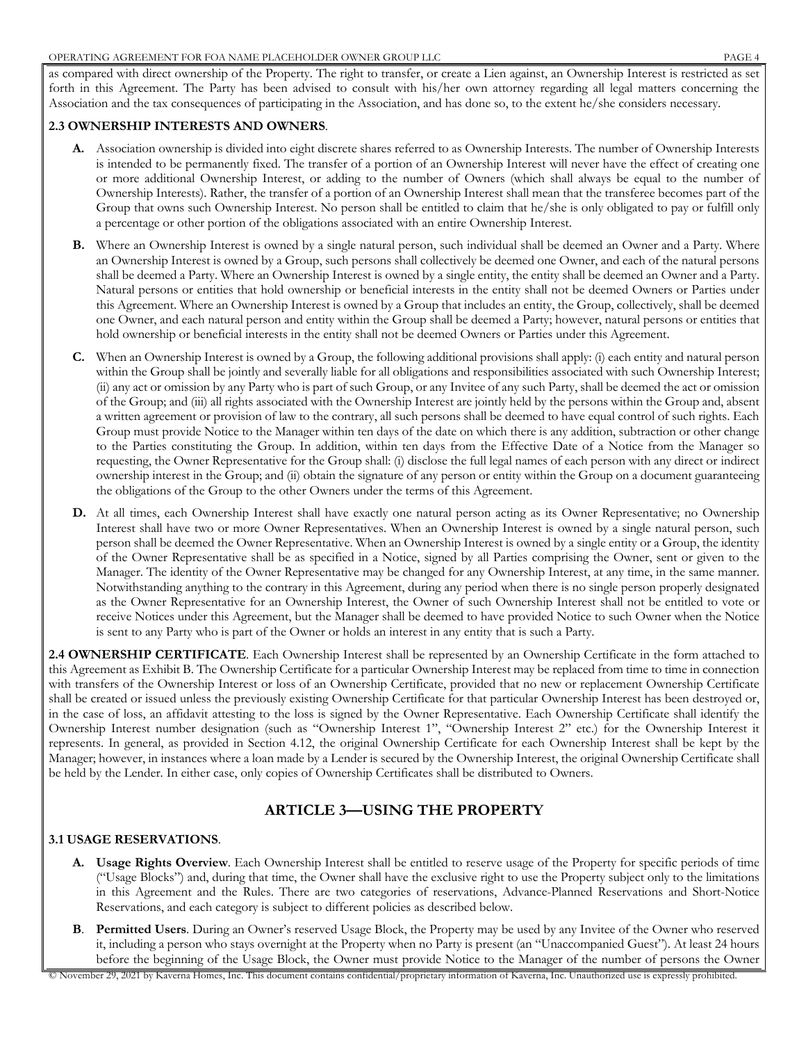as compared with direct ownership of the Property. The right to transfer, or create a Lien against, an Ownership Interest is restricted as set forth in this Agreement. The Party has been advised to consult with his/her own attorney regarding all legal matters concerning the Association and the tax consequences of participating in the Association, and has done so, to the extent he/she considers necessary.

**2.3 OWNERSHIP INTERESTS AND OWNERS**.

**A.** Association ownership is divided into eight discrete shares referred to as Ownership Interests. The number of Ownership Interests is intended to be permanently fixed. The transfer of a portion of an Ownership Interest will never have the effect of creating one or more additional Ownership Interest, or adding to the number of Owners (which shall always be equal to the number of Ownership Interests). Rather, the transfer of a portion of an Ownership Interest shall mean that the transferee becomes part of the Group that owns such Ownership Interest. No person shall be entitled to claim that he/she is only obligated to pay or fulfill only a percentage or other portion of the obligations associated with an entire Ownership Interest.

**B.** Where an Ownership Interest is owned by a single natural person, such individual shall be deemed an Owner and a Party. Where an Ownership Interest is owned by a Group, such persons shall collectively be deemed one Owner, and each of the natural persons shall be deemed a Party. Where an Ownership Interest is owned by a single entity, the entity shall be deemed an Owner and a Party. Natural persons or entities that hold ownership or beneficial interests in the entity shall not be deemed Owners or Parties under this Agreement. Where an Ownership Interest is owned by a Group that includes an entity, the Group, collectively, shall be deemed one Owner, and each natural person and entity within the Group shall be deemed a Party; however, natural persons or entities that hold ownership or beneficial interests in the entity shall not be deemed Owners or Parties under this Agreement.

**C.** When an Ownership Interest is owned by a Group, the following additional provisions shall apply: (i) each entity and natural person within the Group shall be jointly and severally liable for all obligations and responsibilities associated with such Ownership Interest; (ii) any act or omission by any Party who is part of such Group, or any Invitee of any such Party, shall be deemed the act or omission of the Group; and (iii) all rights associated with the Ownership Interest are jointly held by the persons within the Group and, absent a written agreement or provision of law to the contrary, all such persons shall be deemed to have equal control of such rights. Each Group must provide Notice to the Manager within ten days of the date on which there is any addition, subtraction or other change to the Parties constituting the Group. In addition, within ten days from the Effective Date of a Notice from the Manager so requesting, the Owner Representative for the Group shall: (i) disclose the full legal names of each person with any direct or indirect ownership interest in the Group; and (ii) obtain the signature of any person or entity within the Group on a document guaranteeing the obligations of the Group to the other Owners under the terms of this Agreement.

**D.** At all times, each Ownership Interest shall have exactly one natural person acting as its Owner Representative; no Ownership Interest shall have two or more Owner Representatives. When an Ownership Interest is owned by a single natural person, such person shall be deemed the Owner Representative. When an Ownership Interest is owned by a single entity or a Group, the identity of the Owner Representative shall be as specified in a Notice, signed by all Parties comprising the Owner, sent or given to the Manager. The identity of the Owner Representative may be changed for any Ownership Interest, at any time, in the same manner. Notwithstanding anything to the contrary in this Agreement, during any period when there is no single person properly designated as the Owner Representative for an Ownership Interest, the Owner of such Ownership Interest shall not be entitled to vote or receive Notices under this Agreement, but the Manager shall be deemed to have provided Notice to such Owner when the Notice is sent to any Party who is part of the Owner or holds an interest in any entity that is such a Party.

**2.4 OWNERSHIP CERTIFICATE**. Each Ownership Interest shall be represented by an Ownership Certificate in the form attached to this Agreement as Exhibit B. The Ownership Certificate for a particular Ownership Interest may be replaced from time to time in connection with transfers of the Ownership Interest or loss of an Ownership Certificate, provided that no new or replacement Ownership Certificate shall be created or issued unless the previously existing Ownership Certificate for that particular Ownership Interest has been destroyed or, in the case of loss, an affidavit attesting to the loss is signed by the Owner Representative. Each Ownership Certificate shall identify the Ownership Interest number designation (such as "Ownership Interest 1", "Ownership Interest 2" etc.) for the Ownership Interest it represents. In general, as provided in Section 4.12, the original Ownership Certificate for each Ownership Interest shall be kept by the Manager; however, in instances where a loan made by a Lender is secured by the Ownership Interest, the original Ownership Certificate shall be held by the Lender. In either case, only copies of Ownership Certificates shall be distributed to Owners.

## ARTICLE 3—USING THE PROPERTY

**3.1 USAGE RESERVATIONS**.

**A. Usage Rights Overview**. Each Ownership Interest shall be entitled to reserve usage of the Property for specific periods of time ("Usage Blocks") and, during that time, the Owner shall have the exclusive right to use the Property subject only to the limitations in this Agreement and the Rules. There are two categories of reservations, Advance-Planned Reservations and Short-Notice Reservations, and each category is subject to different policies as described below.

**B. Permitted Users**. During an Owner's reserved Usage Block, the Property may be used by any Invitee of the Owner who reserved it, including a person who stays overnight at the Property when no Party is present (an "Unaccompanied Guest"). At least 24 hours before the beginning of the Usage Block, the Owner must provide Notice to the Manager of the number of persons the Owner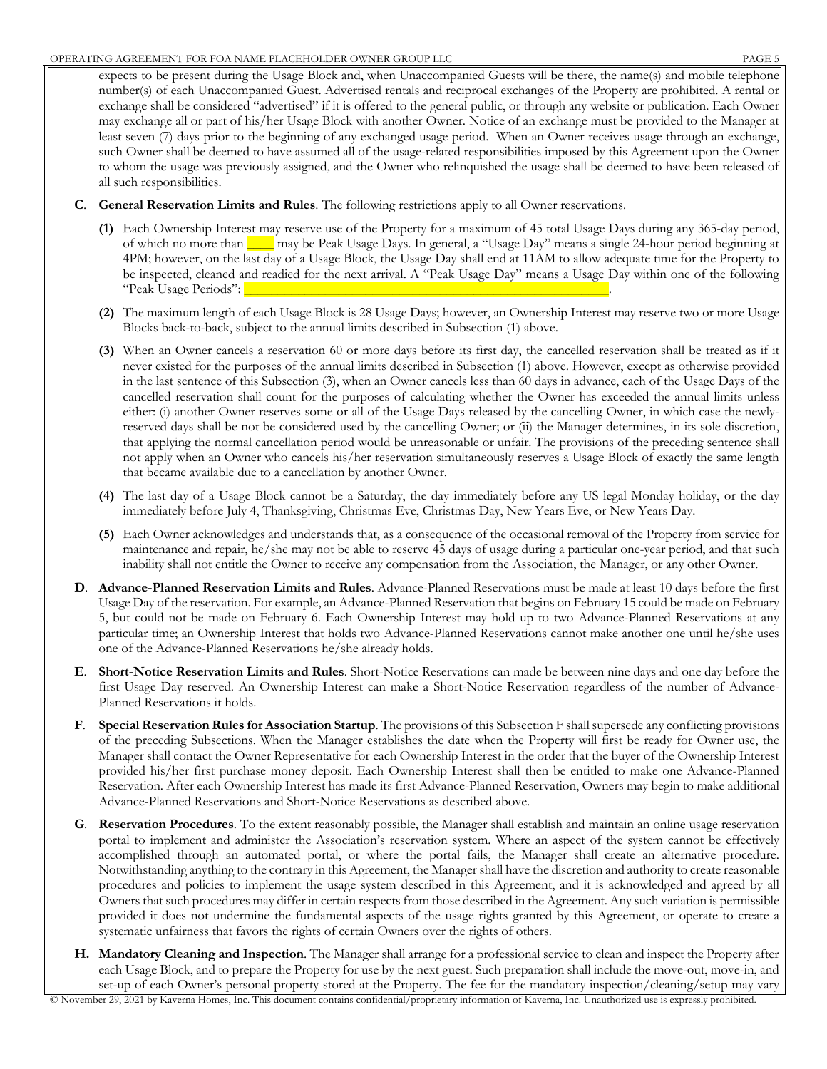expects to be present during the Usage Block and, when Unaccompanied Guests will be there, the name(s) and mobile telephone number(s) of each Unaccompanied Guest. Advertised rentals and reciprocal exchanges of the Property are prohibited. A rental or exchange shall be considered "advertised" if it is offered to the general public, or through any website or publication. Each Owner may exchange all or part of his/her Usage Block with another Owner. Notice of an exchange must be provided to the Manager at least seven (7) days prior to the beginning of any exchanged usage period. When an Owner receives usage through an exchange, such Owner shall be deemed to have assumed all of the usage-related responsibilities imposed by this Agreement upon the Owner to whom the usage was previously assigned, and the Owner who relinquished the usage shall be deemed to have been released of all such responsibilities.

**C**. **General Reservation Limits and Rules**. The following restrictions apply to all Owner reservations.

**(1)** Each Ownership Interest may reserve use of the Property for a maximum of 45 total Usage Days during any 365-day period, of which no more than ____ may be Peak Usage Days. In general, a "Usage Day" means a single 24-hour period beginning at 4PM; however, on the last day of a Usage Block, the Usage Day shall end at 11AM to allow adequate time for the Property to be inspected, cleaned and readied for the next arrival. A "Peak Usage Day" means a Usage Day within one of the following "Peak Usage Periods": ________________________________________________.

**(2)** The maximum length of each Usage Block is 28 Usage Days; however, an Ownership Interest may reserve two or more Usage Blocks back-to-back, subject to the annual limits described in Subsection (1) above.

**(3)** When an Owner cancels a reservation 60 or more days before its first day, the cancelled reservation shall be treated as if it never existed for the purposes of the annual limits described in Subsection (1) above. However, except as otherwise provided in the last sentence of this Subsection (3), when an Owner cancels less than 60 days in advance, each of the Usage Days of the cancelled reservation shall count for the purposes of calculating whether the Owner has exceeded the annual limits unless either: (i) another Owner reserves some or all of the Usage Days released by the cancelling Owner, in which case the newly-reserved days shall be not be considered used by the cancelling Owner; or (ii) the Manager determines, in its sole discretion, that applying the normal cancellation period would be unreasonable or unfair. The provisions of the preceding sentence shall not apply when an Owner who cancels his/her reservation simultaneously reserves a Usage Block of exactly the same length that became available due to a cancellation by another Owner.

**(4)** The last day of a Usage Block cannot be a Saturday, the day immediately before any US legal Monday holiday, or the day immediately before July 4, Thanksgiving, Christmas Eve, Christmas Day, New Years Eve, or New Years Day.

**(5)** Each Owner acknowledges and understands that, as a consequence of the occasional removal of the Property from service for maintenance and repair, he/she may not be able to reserve 45 days of usage during a particular one-year period, and that such inability shall not entitle the Owner to receive any compensation from the Association, the Manager, or any other Owner.

**D**. **Advance-Planned Reservation Limits and Rules**. Advance-Planned Reservations must be made at least 10 days before the first Usage Day of the reservation. For example, an Advance-Planned Reservation that begins on February 15 could be made on February 5, but could not be made on February 6. Each Ownership Interest may hold up to two Advance-Planned Reservations at any particular time; an Ownership Interest that holds two Advance-Planned Reservations cannot make another one until he/she uses one of the Advance-Planned Reservations he/she already holds.

**E**. **Short-Notice Reservation Limits and Rules**. Short-Notice Reservations can made be between nine days and one day before the first Usage Day reserved. An Ownership Interest can make a Short-Notice Reservation regardless of the number of Advance-Planned Reservations it holds.

**F**. **Special Reservation Rules for Association Startup**. The provisions of this Subsection F shall supersede any conflicting provisions of the preceding Subsections. When the Manager establishes the date when the Property will first be ready for Owner use, the Manager shall contact the Owner Representative for each Ownership Interest in the order that the buyer of the Ownership Interest provided his/her first purchase money deposit. Each Ownership Interest shall then be entitled to make one Advance-Planned Reservation. After each Ownership Interest has made its first Advance-Planned Reservation, Owners may begin to make additional Advance-Planned Reservations and Short-Notice Reservations as described above.

**G**. **Reservation Procedures**. To the extent reasonably possible, the Manager shall establish and maintain an online usage reservation portal to implement and administer the Association's reservation system. Where an aspect of the system cannot be effectively accomplished through an automated portal, or where the portal fails, the Manager shall create an alternative procedure. Notwithstanding anything to the contrary in this Agreement, the Manager shall have the discretion and authority to create reasonable procedures and policies to implement the usage system described in this Agreement, and it is acknowledged and agreed by all Owners that such procedures may differ in certain respects from those described in the Agreement. Any such variation is permissible provided it does not undermine the fundamental aspects of the usage rights granted by this Agreement, or operate to create a systematic unfairness that favors the rights of certain Owners over the rights of others.

**H. Mandatory Cleaning and Inspection**. The Manager shall arrange for a professional service to clean and inspect the Property after each Usage Block, and to prepare the Property for use by the next guest. Such preparation shall include the move-out, move-in, and set-up of each Owner's personal property stored at the Property. The fee for the mandatory inspection/cleaning/setup may vary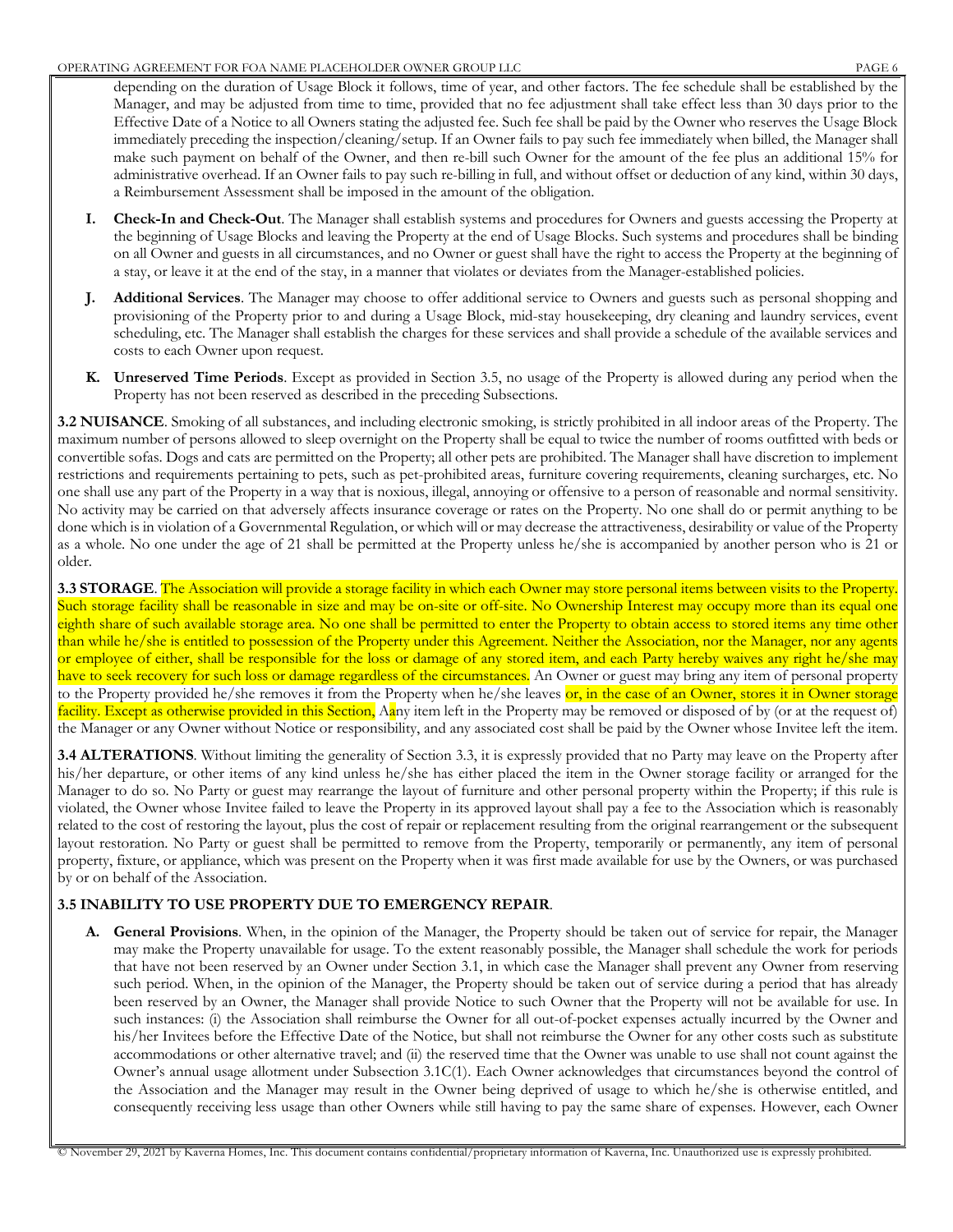depending on the duration of Usage Block it follows, time of year, and other factors. The fee schedule shall be established by the Manager, and may be adjusted from time to time, provided that no fee adjustment shall take effect less than 30 days prior to the Effective Date of a Notice to all Owners stating the adjusted fee. Such fee shall be paid by the Owner who reserves the Usage Block immediately preceding the inspection/cleaning/setup. If an Owner fails to pay such fee immediately when billed, the Manager shall make such payment on behalf of the Owner, and then re-bill such Owner for the amount of the fee plus an additional 15% for administrative overhead. If an Owner fails to pay such re-billing in full, and without offset or deduction of any kind, within 30 days, a Reimbursement Assessment shall be imposed in the amount of the obligation.

**I. Check-In and Check-Out**. The Manager shall establish systems and procedures for Owners and guests accessing the Property at the beginning of Usage Blocks and leaving the Property at the end of Usage Blocks. Such systems and procedures shall be binding on all Owner and guests in all circumstances, and no Owner or guest shall have the right to access the Property at the beginning of a stay, or leave it at the end of the stay, in a manner that violates or deviates from the Manager-established policies.

**J. Additional Services**. The Manager may choose to offer additional service to Owners and guests such as personal shopping and provisioning of the Property prior to and during a Usage Block, mid-stay housekeeping, dry cleaning and laundry services, event scheduling, etc. The Manager shall establish the charges for these services and shall provide a schedule of the available services and costs to each Owner upon request.

**K. Unreserved Time Periods**. Except as provided in Section 3.5, no usage of the Property is allowed during any period when the Property has not been reserved as described in the preceding Subsections.

**3.2 NUISANCE**. Smoking of all substances, and including electronic smoking, is strictly prohibited in all indoor areas of the Property. The maximum number of persons allowed to sleep overnight on the Property shall be equal to twice the number of rooms outfitted with beds or convertible sofas. Dogs and cats are permitted on the Property; all other pets are prohibited. The Manager shall have discretion to implement restrictions and requirements pertaining to pets, such as pet-prohibited areas, furniture covering requirements, cleaning surcharges, etc. No one shall use any part of the Property in a way that is noxious, illegal, annoying or offensive to a person of reasonable and normal sensitivity. No activity may be carried on that adversely affects insurance coverage or rates on the Property. No one shall do or permit anything to be done which is in violation of a Governmental Regulation, or which will or may decrease the attractiveness, desirability or value of the Property as a whole. No one under the age of 21 shall be permitted at the Property unless he/she is accompanied by another person who is 21 or older.

**3.3 STORAGE**. The Association will provide a storage facility in which each Owner may store personal items between visits to the Property. Such storage facility shall be reasonable in size and may be on-site or off-site. No Ownership Interest may occupy more than its equal one eighth share of such available storage area. No one shall be permitted to enter the Property to obtain access to stored items any time other than while he/she is entitled to possession of the Property under this Agreement. Neither the Association, nor the Manager, nor any agents or employee of either, shall be responsible for the loss or damage of any stored item, and each Party hereby waives any right he/she may have to seek recovery for such loss or damage regardless of the circumstances. An Owner or guest may bring any item of personal property to the Property provided he/she removes it from the Property when he/she leaves or, in the case of an Owner, stores it in Owner storage facility. Except as otherwise provided in this Section, Aany item left in the Property may be removed or disposed of by (or at the request of) the Manager or any Owner without Notice or responsibility, and any associated cost shall be paid by the Owner whose Invitee left the item.

**3.4 ALTERATIONS**. Without limiting the generality of Section 3.3, it is expressly provided that no Party may leave on the Property after his/her departure, or other items of any kind unless he/she has either placed the item in the Owner storage facility or arranged for the Manager to do so. No Party or guest may rearrange the layout of furniture and other personal property within the Property; if this rule is violated, the Owner whose Invitee failed to leave the Property in its approved layout shall pay a fee to the Association which is reasonably related to the cost of restoring the layout, plus the cost of repair or replacement resulting from the original rearrangement or the subsequent layout restoration. No Party or guest shall be permitted to remove from the Property, temporarily or permanently, any item of personal property, fixture, or appliance, which was present on the Property when it was first made available for use by the Owners, or was purchased by or on behalf of the Association.

**3.5 INABILITY TO USE PROPERTY DUE TO EMERGENCY REPAIR**.

**A. General Provisions**. When, in the opinion of the Manager, the Property should be taken out of service for repair, the Manager may make the Property unavailable for usage. To the extent reasonably possible, the Manager shall schedule the work for periods that have not been reserved by an Owner under Section 3.1, in which case the Manager shall prevent any Owner from reserving such period. When, in the opinion of the Manager, the Property should be taken out of service during a period that has already been reserved by an Owner, the Manager shall provide Notice to such Owner that the Property will not be available for use. In such instances: (i) the Association shall reimburse the Owner for all out-of-pocket expenses actually incurred by the Owner and his/her Invitees before the Effective Date of the Notice, but shall not reimburse the Owner for any other costs such as substitute accommodations or other alternative travel; and (ii) the reserved time that the Owner was unable to use shall not count against the Owner's annual usage allotment under Subsection 3.1C(1). Each Owner acknowledges that circumstances beyond the control of the Association and the Manager may result in the Owner being deprived of usage to which he/she is otherwise entitled, and consequently receiving less usage than other Owners while still having to pay the same share of expenses. However, each Owner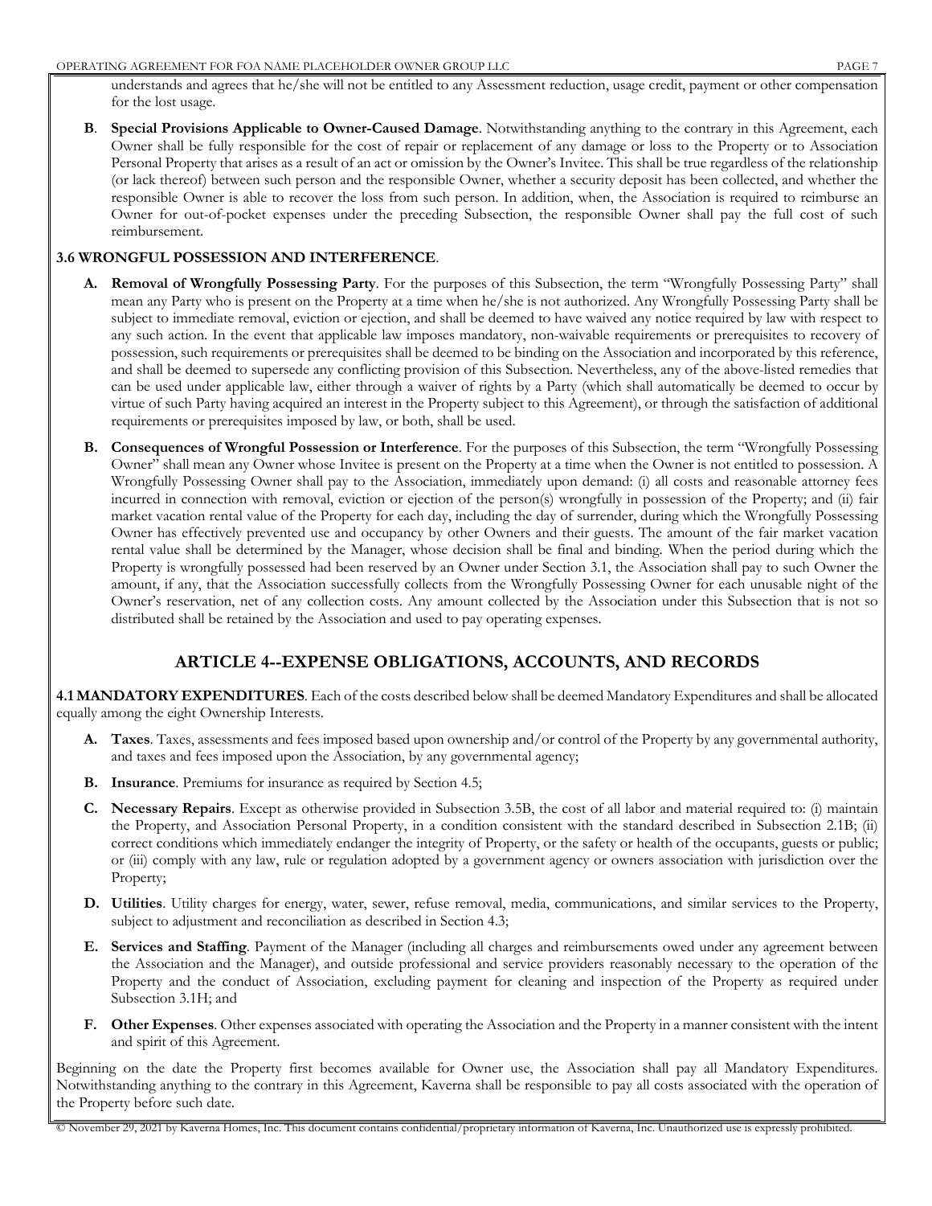understands and agrees that he/she will not be entitled to any Assessment reduction, usage credit, payment or other compensation for the lost usage.

**B**. **Special Provisions Applicable to Owner-Caused Damage**. Notwithstanding anything to the contrary in this Agreement, each Owner shall be fully responsible for the cost of repair or replacement of any damage or loss to the Property or to Association Personal Property that arises as a result of an act or omission by the Owner's Invitee. This shall be true regardless of the relationship (or lack thereof) between such person and the responsible Owner, whether a security deposit has been collected, and whether the responsible Owner is able to recover the loss from such person. In addition, when, the Association is required to reimburse an Owner for out-of-pocket expenses under the preceding Subsection, the responsible Owner shall pay the full cost of such reimbursement.

**3.6 WRONGFUL POSSESSION AND INTERFERENCE**.

**A. Removal of Wrongfully Possessing Party**. For the purposes of this Subsection, the term "Wrongfully Possessing Party" shall mean any Party who is present on the Property at a time when he/she is not authorized. Any Wrongfully Possessing Party shall be subject to immediate removal, eviction or ejection, and shall be deemed to have waived any notice required by law with respect to any such action. In the event that applicable law imposes mandatory, non-waivable requirements or prerequisites to recovery of possession, such requirements or prerequisites shall be deemed to be binding on the Association and incorporated by this reference, and shall be deemed to supersede any conflicting provision of this Subsection. Nevertheless, any of the above-listed remedies that can be used under applicable law, either through a waiver of rights by a Party (which shall automatically be deemed to occur by virtue of such Party having acquired an interest in the Property subject to this Agreement), or through the satisfaction of additional requirements or prerequisites imposed by law, or both, shall be used.

**B. Consequences of Wrongful Possession or Interference**. For the purposes of this Subsection, the term "Wrongfully Possessing Owner" shall mean any Owner whose Invitee is present on the Property at a time when the Owner is not entitled to possession. A Wrongfully Possessing Owner shall pay to the Association, immediately upon demand: (i) all costs and reasonable attorney fees incurred in connection with removal, eviction or ejection of the person(s) wrongfully in possession of the Property; and (ii) fair market vacation rental value of the Property for each day, including the day of surrender, during which the Wrongfully Possessing Owner has effectively prevented use and occupancy by other Owners and their guests. The amount of the fair market vacation rental value shall be determined by the Manager, whose decision shall be final and binding. When the period during which the Property is wrongfully possessed had been reserved by an Owner under Section 3.1, the Association shall pay to such Owner the amount, if any, that the Association successfully collects from the Wrongfully Possessing Owner for each unusable night of the Owner's reservation, net of any collection costs. Any amount collected by the Association under this Subsection that is not so distributed shall be retained by the Association and used to pay operating expenses.

## ARTICLE 4--EXPENSE OBLIGATIONS, ACCOUNTS, AND RECORDS

**4.1 MANDATORY EXPENDITURES**. Each of the costs described below shall be deemed Mandatory Expenditures and shall be allocated equally among the eight Ownership Interests.

**A. Taxes**. Taxes, assessments and fees imposed based upon ownership and/or control of the Property by any governmental authority, and taxes and fees imposed upon the Association, by any governmental agency;

**B. Insurance**. Premiums for insurance as required by Section 4.5;

**C. Necessary Repairs**. Except as otherwise provided in Subsection 3.5B, the cost of all labor and material required to: (i) maintain the Property, and Association Personal Property, in a condition consistent with the standard described in Subsection 2.1B; (ii) correct conditions which immediately endanger the integrity of Property, or the safety or health of the occupants, guests or public; or (iii) comply with any law, rule or regulation adopted by a government agency or owners association with jurisdiction over the Property;

**D. Utilities**. Utility charges for energy, water, sewer, refuse removal, media, communications, and similar services to the Property, subject to adjustment and reconciliation as described in Section 4.3;

**E. Services and Staffing**. Payment of the Manager (including all charges and reimbursements owed under any agreement between the Association and the Manager), and outside professional and service providers reasonably necessary to the operation of the Property and the conduct of Association, excluding payment for cleaning and inspection of the Property as required under Subsection 3.1H; and

**F. Other Expenses**. Other expenses associated with operating the Association and the Property in a manner consistent with the intent and spirit of this Agreement.

Beginning on the date the Property first becomes available for Owner use, the Association shall pay all Mandatory Expenditures. Notwithstanding anything to the contrary in this Agreement, Kaverna shall be responsible to pay all costs associated with the operation of the Property before such date.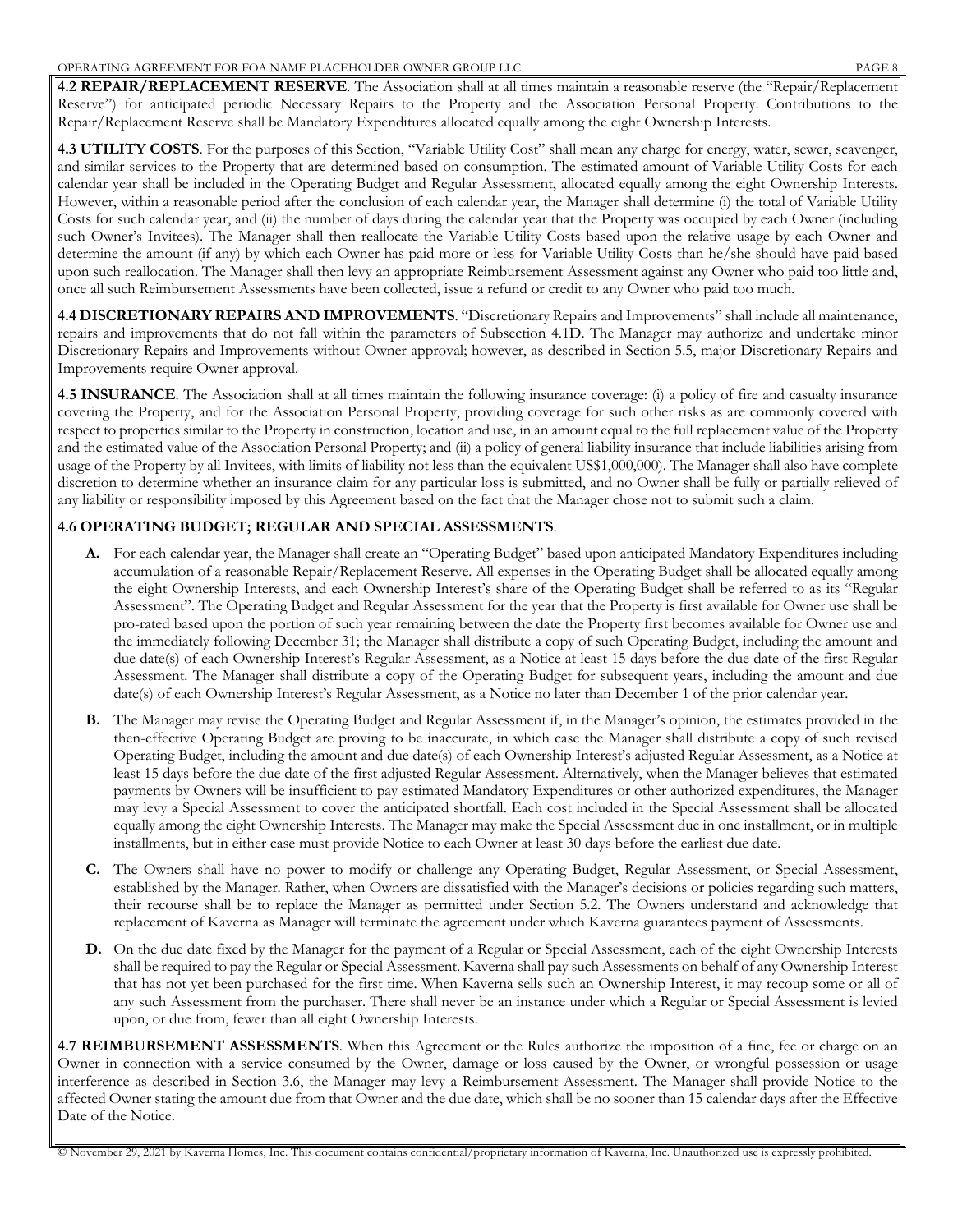**4.2 REPAIR/REPLACEMENT RESERVE**. The Association shall at all times maintain a reasonable reserve (the "Repair/Replacement Reserve") for anticipated periodic Necessary Repairs to the Property and the Association Personal Property. Contributions to the Repair/Replacement Reserve shall be Mandatory Expenditures allocated equally among the eight Ownership Interests.

**4.3 UTILITY COSTS**. For the purposes of this Section, "Variable Utility Cost" shall mean any charge for energy, water, sewer, scavenger, and similar services to the Property that are determined based on consumption. The estimated amount of Variable Utility Costs for each calendar year shall be included in the Operating Budget and Regular Assessment, allocated equally among the eight Ownership Interests. However, within a reasonable period after the conclusion of each calendar year, the Manager shall determine (i) the total of Variable Utility Costs for such calendar year, and (ii) the number of days during the calendar year that the Property was occupied by each Owner (including such Owner's Invitees). The Manager shall then reallocate the Variable Utility Costs based upon the relative usage by each Owner and determine the amount (if any) by which each Owner has paid more or less for Variable Utility Costs than he/she should have paid based upon such reallocation. The Manager shall then levy an appropriate Reimbursement Assessment against any Owner who paid too little and, once all such Reimbursement Assessments have been collected, issue a refund or credit to any Owner who paid too much.

**4.4 DISCRETIONARY REPAIRS AND IMPROVEMENTS**. "Discretionary Repairs and Improvements" shall include all maintenance, repairs and improvements that do not fall within the parameters of Subsection 4.1D. The Manager may authorize and undertake minor Discretionary Repairs and Improvements without Owner approval; however, as described in Section 5.5, major Discretionary Repairs and Improvements require Owner approval.

**4.5 INSURANCE**. The Association shall at all times maintain the following insurance coverage: (i) a policy of fire and casualty insurance covering the Property, and for the Association Personal Property, providing coverage for such other risks as are commonly covered with respect to properties similar to the Property in construction, location and use, in an amount equal to the full replacement value of the Property and the estimated value of the Association Personal Property; and (ii) a policy of general liability insurance that include liabilities arising from usage of the Property by all Invitees, with limits of liability not less than the equivalent US$1,000,000). The Manager shall also have complete discretion to determine whether an insurance claim for any particular loss is submitted, and no Owner shall be fully or partially relieved of any liability or responsibility imposed by this Agreement based on the fact that the Manager chose not to submit such a claim.

**4.6 OPERATING BUDGET; REGULAR AND SPECIAL ASSESSMENTS**.

- **A.** For each calendar year, the Manager shall create an "Operating Budget" based upon anticipated Mandatory Expenditures including accumulation of a reasonable Repair/Replacement Reserve. All expenses in the Operating Budget shall be allocated equally among the eight Ownership Interests, and each Ownership Interest's share of the Operating Budget shall be referred to as its "Regular Assessment". The Operating Budget and Regular Assessment for the year that the Property is first available for Owner use shall be pro-rated based upon the portion of such year remaining between the date the Property first becomes available for Owner use and the immediately following December 31; the Manager shall distribute a copy of such Operating Budget, including the amount and due date(s) of each Ownership Interest's Regular Assessment, as a Notice at least 15 days before the due date of the first Regular Assessment. The Manager shall distribute a copy of the Operating Budget for subsequent years, including the amount and due date(s) of each Ownership Interest's Regular Assessment, as a Notice no later than December 1 of the prior calendar year.

- **B.** The Manager may revise the Operating Budget and Regular Assessment if, in the Manager's opinion, the estimates provided in the then-effective Operating Budget are proving to be inaccurate, in which case the Manager shall distribute a copy of such revised Operating Budget, including the amount and due date(s) of each Ownership Interest's adjusted Regular Assessment, as a Notice at least 15 days before the due date of the first adjusted Regular Assessment. Alternatively, when the Manager believes that estimated payments by Owners will be insufficient to pay estimated Mandatory Expenditures or other authorized expenditures, the Manager may levy a Special Assessment to cover the anticipated shortfall. Each cost included in the Special Assessment shall be allocated equally among the eight Ownership Interests. The Manager may make the Special Assessment due in one installment, or in multiple installments, but in either case must provide Notice to each Owner at least 30 days before the earliest due date.

- **C.** The Owners shall have no power to modify or challenge any Operating Budget, Regular Assessment, or Special Assessment, established by the Manager. Rather, when Owners are dissatisfied with the Manager's decisions or policies regarding such matters, their recourse shall be to replace the Manager as permitted under Section 5.2. The Owners understand and acknowledge that replacement of Kaverna as Manager will terminate the agreement under which Kaverna guarantees payment of Assessments.

- **D.** On the due date fixed by the Manager for the payment of a Regular or Special Assessment, each of the eight Ownership Interests shall be required to pay the Regular or Special Assessment. Kaverna shall pay such Assessments on behalf of any Ownership Interest that has not yet been purchased for the first time. When Kaverna sells such an Ownership Interest, it may recoup some or all of any such Assessment from the purchaser. There shall never be an instance under which a Regular or Special Assessment is levied upon, or due from, fewer than all eight Ownership Interests.

**4.7 REIMBURSEMENT ASSESSMENTS**. When this Agreement or the Rules authorize the imposition of a fine, fee or charge on an Owner in connection with a service consumed by the Owner, damage or loss caused by the Owner, or wrongful possession or usage interference as described in Section 3.6, the Manager may levy a Reimbursement Assessment. The Manager shall provide Notice to the affected Owner stating the amount due from that Owner and the due date, which shall be no sooner than 15 calendar days after the Effective Date of the Notice.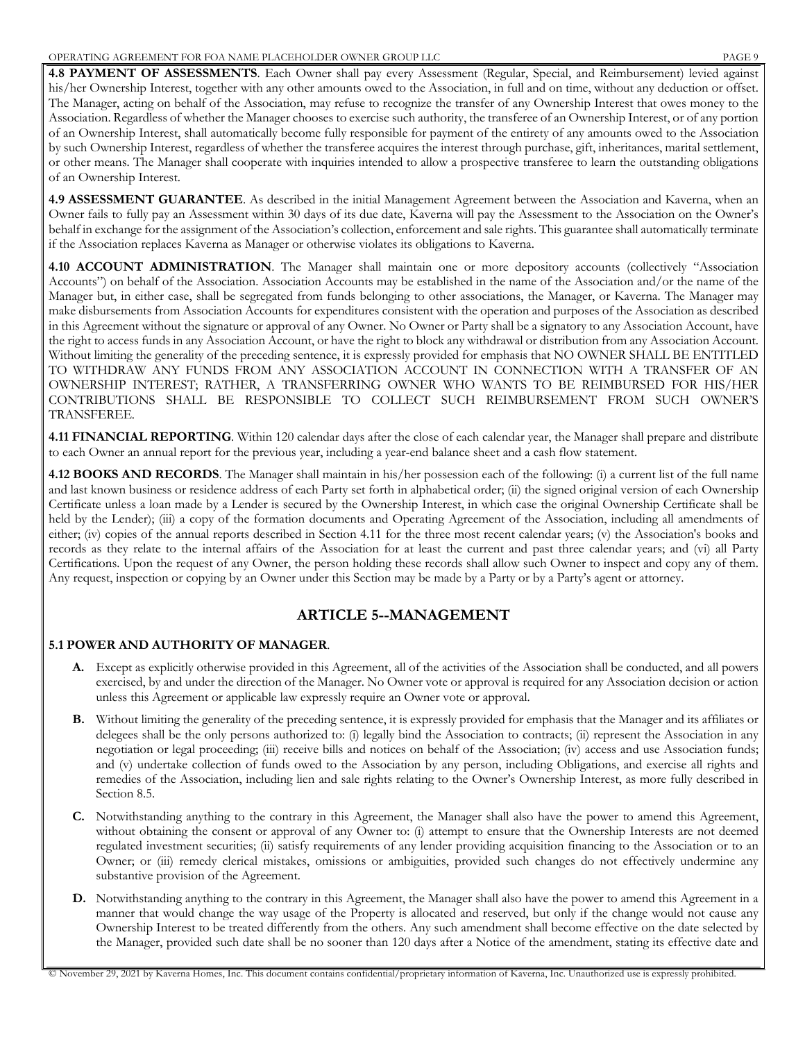**4.8 PAYMENT OF ASSESSMENTS**. Each Owner shall pay every Assessment (Regular, Special, and Reimbursement) levied against his/her Ownership Interest, together with any other amounts owed to the Association, in full and on time, without any deduction or offset. The Manager, acting on behalf of the Association, may refuse to recognize the transfer of any Ownership Interest that owes money to the Association. Regardless of whether the Manager chooses to exercise such authority, the transferee of an Ownership Interest, or of any portion of an Ownership Interest, shall automatically become fully responsible for payment of the entirety of any amounts owed to the Association by such Ownership Interest, regardless of whether the transferee acquires the interest through purchase, gift, inheritances, marital settlement, or other means. The Manager shall cooperate with inquiries intended to allow a prospective transferee to learn the outstanding obligations of an Ownership Interest.

**4.9 ASSESSMENT GUARANTEE**. As described in the initial Management Agreement between the Association and Kaverna, when an Owner fails to fully pay an Assessment within 30 days of its due date, Kaverna will pay the Assessment to the Association on the Owner's behalf in exchange for the assignment of the Association's collection, enforcement and sale rights. This guarantee shall automatically terminate if the Association replaces Kaverna as Manager or otherwise violates its obligations to Kaverna.

**4.10 ACCOUNT ADMINISTRATION**. The Manager shall maintain one or more depository accounts (collectively "Association Accounts") on behalf of the Association. Association Accounts may be established in the name of the Association and/or the name of the Manager but, in either case, shall be segregated from funds belonging to other associations, the Manager, or Kaverna. The Manager may make disbursements from Association Accounts for expenditures consistent with the operation and purposes of the Association as described in this Agreement without the signature or approval of any Owner. No Owner or Party shall be a signatory to any Association Account, have the right to access funds in any Association Account, or have the right to block any withdrawal or distribution from any Association Account. Without limiting the generality of the preceding sentence, it is expressly provided for emphasis that NO OWNER SHALL BE ENTITLED TO WITHDRAW ANY FUNDS FROM ANY ASSOCIATION ACCOUNT IN CONNECTION WITH A TRANSFER OF AN OWNERSHIP INTEREST; RATHER, A TRANSFERRING OWNER WHO WANTS TO BE REIMBURSED FOR HIS/HER CONTRIBUTIONS SHALL BE RESPONSIBLE TO COLLECT SUCH REIMBURSEMENT FROM SUCH OWNER'S TRANSFEREE.

**4.11 FINANCIAL REPORTING**. Within 120 calendar days after the close of each calendar year, the Manager shall prepare and distribute to each Owner an annual report for the previous year, including a year-end balance sheet and a cash flow statement.

**4.12 BOOKS AND RECORDS**. The Manager shall maintain in his/her possession each of the following: (i) a current list of the full name and last known business or residence address of each Party set forth in alphabetical order; (ii) the signed original version of each Ownership Certificate unless a loan made by a Lender is secured by the Ownership Interest, in which case the original Ownership Certificate shall be held by the Lender); (iii) a copy of the formation documents and Operating Agreement of the Association, including all amendments of either; (iv) copies of the annual reports described in Section 4.11 for the three most recent calendar years; (v) the Association's books and records as they relate to the internal affairs of the Association for at least the current and past three calendar years; and (vi) all Party Certifications. Upon the request of any Owner, the person holding these records shall allow such Owner to inspect and copy any of them. Any request, inspection or copying by an Owner under this Section may be made by a Party or by a Party's agent or attorney.

## ARTICLE 5--MANAGEMENT

**5.1 POWER AND AUTHORITY OF MANAGER**.

**A.** Except as explicitly otherwise provided in this Agreement, all of the activities of the Association shall be conducted, and all powers exercised, by and under the direction of the Manager. No Owner vote or approval is required for any Association decision or action unless this Agreement or applicable law expressly require an Owner vote or approval.

**B.** Without limiting the generality of the preceding sentence, it is expressly provided for emphasis that the Manager and its affiliates or delegees shall be the only persons authorized to: (i) legally bind the Association to contracts; (ii) represent the Association in any negotiation or legal proceeding; (iii) receive bills and notices on behalf of the Association; (iv) access and use Association funds; and (v) undertake collection of funds owed to the Association by any person, including Obligations, and exercise all rights and remedies of the Association, including lien and sale rights relating to the Owner's Ownership Interest, as more fully described in Section 8.5.

**C.** Notwithstanding anything to the contrary in this Agreement, the Manager shall also have the power to amend this Agreement, without obtaining the consent or approval of any Owner to: (i) attempt to ensure that the Ownership Interests are not deemed regulated investment securities; (ii) satisfy requirements of any lender providing acquisition financing to the Association or to an Owner; or (iii) remedy clerical mistakes, omissions or ambiguities, provided such changes do not effectively undermine any substantive provision of the Agreement.

**D.** Notwithstanding anything to the contrary in this Agreement, the Manager shall also have the power to amend this Agreement in a manner that would change the way usage of the Property is allocated and reserved, but only if the change would not cause any Ownership Interest to be treated differently from the others. Any such amendment shall become effective on the date selected by the Manager, provided such date shall be no sooner than 120 days after a Notice of the amendment, stating its effective date and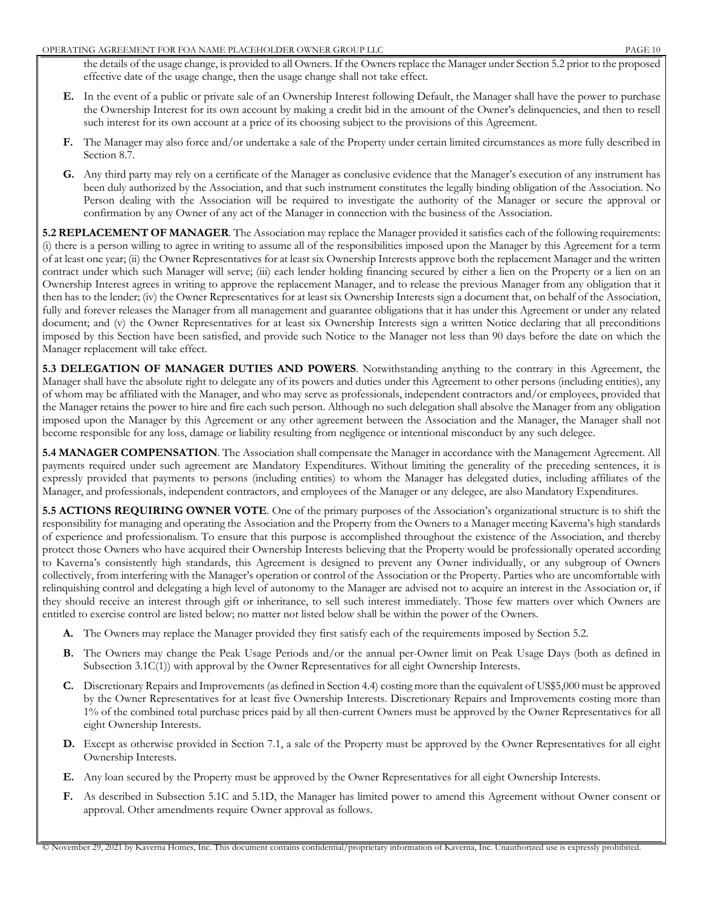the details of the usage change, is provided to all Owners. If the Owners replace the Manager under Section 5.2 prior to the proposed effective date of the usage change, then the usage change shall not take effect.

**E.** In the event of a public or private sale of an Ownership Interest following Default, the Manager shall have the power to purchase the Ownership Interest for its own account by making a credit bid in the amount of the Owner's delinquencies, and then to resell such interest for its own account at a price of its choosing subject to the provisions of this Agreement.

**F.** The Manager may also force and/or undertake a sale of the Property under certain limited circumstances as more fully described in Section 8.7.

**G.** Any third party may rely on a certificate of the Manager as conclusive evidence that the Manager's execution of any instrument has been duly authorized by the Association, and that such instrument constitutes the legally binding obligation of the Association. No Person dealing with the Association will be required to investigate the authority of the Manager or secure the approval or confirmation by any Owner of any act of the Manager in connection with the business of the Association.

**5.2 REPLACEMENT OF MANAGER**. The Association may replace the Manager provided it satisfies each of the following requirements: (i) there is a person willing to agree in writing to assume all of the responsibilities imposed upon the Manager by this Agreement for a term of at least one year; (ii) the Owner Representatives for at least six Ownership Interests approve both the replacement Manager and the written contract under which such Manager will serve; (iii) each lender holding financing secured by either a lien on the Property or a lien on an Ownership Interest agrees in writing to approve the replacement Manager, and to release the previous Manager from any obligation that it then has to the lender; (iv) the Owner Representatives for at least six Ownership Interests sign a document that, on behalf of the Association, fully and forever releases the Manager from all management and guarantee obligations that it has under this Agreement or under any related document; and (v) the Owner Representatives for at least six Ownership Interests sign a written Notice declaring that all preconditions imposed by this Section have been satisfied, and provide such Notice to the Manager not less than 90 days before the date on which the Manager replacement will take effect.

**5.3 DELEGATION OF MANAGER DUTIES AND POWERS**. Notwithstanding anything to the contrary in this Agreement, the Manager shall have the absolute right to delegate any of its powers and duties under this Agreement to other persons (including entities), any of whom may be affiliated with the Manager, and who may serve as professionals, independent contractors and/or employees, provided that the Manager retains the power to hire and fire each such person. Although no such delegation shall absolve the Manager from any obligation imposed upon the Manager by this Agreement or any other agreement between the Association and the Manager, the Manager shall not become responsible for any loss, damage or liability resulting from negligence or intentional misconduct by any such delegee.

**5.4 MANAGER COMPENSATION**. The Association shall compensate the Manager in accordance with the Management Agreement. All payments required under such agreement are Mandatory Expenditures. Without limiting the generality of the preceding sentences, it is expressly provided that payments to persons (including entities) to whom the Manager has delegated duties, including affiliates of the Manager, and professionals, independent contractors, and employees of the Manager or any delegee, are also Mandatory Expenditures.

**5.5 ACTIONS REQUIRING OWNER VOTE**. One of the primary purposes of the Association's organizational structure is to shift the responsibility for managing and operating the Association and the Property from the Owners to a Manager meeting Kaverna's high standards of experience and professionalism. To ensure that this purpose is accomplished throughout the existence of the Association, and thereby protect those Owners who have acquired their Ownership Interests believing that the Property would be professionally operated according to Kaverna's consistently high standards, this Agreement is designed to prevent any Owner individually, or any subgroup of Owners collectively, from interfering with the Manager's operation or control of the Association or the Property. Parties who are uncomfortable with relinquishing control and delegating a high level of autonomy to the Manager are advised not to acquire an interest in the Association or, if they should receive an interest through gift or inheritance, to sell such interest immediately. Those few matters over which Owners are entitled to exercise control are listed below; no matter not listed below shall be within the power of the Owners.

**A.** The Owners may replace the Manager provided they first satisfy each of the requirements imposed by Section 5.2.

**B.** The Owners may change the Peak Usage Periods and/or the annual per-Owner limit on Peak Usage Days (both as defined in Subsection 3.1C(1)) with approval by the Owner Representatives for all eight Ownership Interests.

**C.** Discretionary Repairs and Improvements (as defined in Section 4.4) costing more than the equivalent of US$5,000 must be approved by the Owner Representatives for at least five Ownership Interests. Discretionary Repairs and Improvements costing more than 1% of the combined total purchase prices paid by all then-current Owners must be approved by the Owner Representatives for all eight Ownership Interests.

**D.** Except as otherwise provided in Section 7.1, a sale of the Property must be approved by the Owner Representatives for all eight Ownership Interests.

**E.** Any loan secured by the Property must be approved by the Owner Representatives for all eight Ownership Interests.

**F.** As described in Subsection 5.1C and 5.1D, the Manager has limited power to amend this Agreement without Owner consent or approval. Other amendments require Owner approval as follows.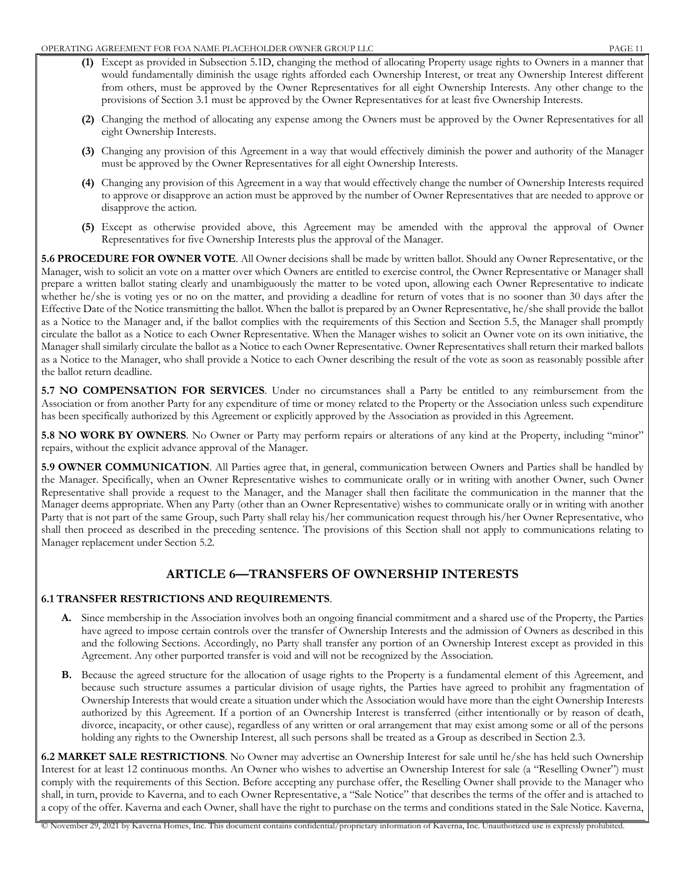**(1)** Except as provided in Subsection 5.1D, changing the method of allocating Property usage rights to Owners in a manner that would fundamentally diminish the usage rights afforded each Ownership Interest, or treat any Ownership Interest different from others, must be approved by the Owner Representatives for all eight Ownership Interests. Any other change to the provisions of Section 3.1 must be approved by the Owner Representatives for at least five Ownership Interests.

**(2)** Changing the method of allocating any expense among the Owners must be approved by the Owner Representatives for all eight Ownership Interests.

**(3)** Changing any provision of this Agreement in a way that would effectively diminish the power and authority of the Manager must be approved by the Owner Representatives for all eight Ownership Interests.

**(4)** Changing any provision of this Agreement in a way that would effectively change the number of Ownership Interests required to approve or disapprove an action must be approved by the number of Owner Representatives that are needed to approve or disapprove the action.

**(5)** Except as otherwise provided above, this Agreement may be amended with the approval the approval of Owner Representatives for five Ownership Interests plus the approval of the Manager.

**5.6 PROCEDURE FOR OWNER VOTE**. All Owner decisions shall be made by written ballot. Should any Owner Representative, or the Manager, wish to solicit an vote on a matter over which Owners are entitled to exercise control, the Owner Representative or Manager shall prepare a written ballot stating clearly and unambiguously the matter to be voted upon, allowing each Owner Representative to indicate whether he/she is voting yes or no on the matter, and providing a deadline for return of votes that is no sooner than 30 days after the Effective Date of the Notice transmitting the ballot. When the ballot is prepared by an Owner Representative, he/she shall provide the ballot as a Notice to the Manager and, if the ballot complies with the requirements of this Section and Section 5.5, the Manager shall promptly circulate the ballot as a Notice to each Owner Representative. When the Manager wishes to solicit an Owner vote on its own initiative, the Manager shall similarly circulate the ballot as a Notice to each Owner Representative. Owner Representatives shall return their marked ballots as a Notice to the Manager, who shall provide a Notice to each Owner describing the result of the vote as soon as reasonably possible after the ballot return deadline.

**5.7 NO COMPENSATION FOR SERVICES**. Under no circumstances shall a Party be entitled to any reimbursement from the Association or from another Party for any expenditure of time or money related to the Property or the Association unless such expenditure has been specifically authorized by this Agreement or explicitly approved by the Association as provided in this Agreement.

**5.8 NO WORK BY OWNERS**. No Owner or Party may perform repairs or alterations of any kind at the Property, including "minor" repairs, without the explicit advance approval of the Manager.

**5.9 OWNER COMMUNICATION**. All Parties agree that, in general, communication between Owners and Parties shall be handled by the Manager. Specifically, when an Owner Representative wishes to communicate orally or in writing with another Owner, such Owner Representative shall provide a request to the Manager, and the Manager shall then facilitate the communication in the manner that the Manager deems appropriate. When any Party (other than an Owner Representative) wishes to communicate orally or in writing with another Party that is not part of the same Group, such Party shall relay his/her communication request through his/her Owner Representative, who shall then proceed as described in the preceding sentence. The provisions of this Section shall not apply to communications relating to Manager replacement under Section 5.2.

## ARTICLE 6—TRANSFERS OF OWNERSHIP INTERESTS

**6.1 TRANSFER RESTRICTIONS AND REQUIREMENTS**.

**A.** Since membership in the Association involves both an ongoing financial commitment and a shared use of the Property, the Parties have agreed to impose certain controls over the transfer of Ownership Interests and the admission of Owners as described in this and the following Sections. Accordingly, no Party shall transfer any portion of an Ownership Interest except as provided in this Agreement. Any other purported transfer is void and will not be recognized by the Association.

**B.** Because the agreed structure for the allocation of usage rights to the Property is a fundamental element of this Agreement, and because such structure assumes a particular division of usage rights, the Parties have agreed to prohibit any fragmentation of Ownership Interests that would create a situation under which the Association would have more than the eight Ownership Interests authorized by this Agreement. If a portion of an Ownership Interest is transferred (either intentionally or by reason of death, divorce, incapacity, or other cause), regardless of any written or oral arrangement that may exist among some or all of the persons holding any rights to the Ownership Interest, all such persons shall be treated as a Group as described in Section 2.3.

**6.2 MARKET SALE RESTRICTIONS**. No Owner may advertise an Ownership Interest for sale until he/she has held such Ownership Interest for at least 12 continuous months. An Owner who wishes to advertise an Ownership Interest for sale (a "Reselling Owner") must comply with the requirements of this Section. Before accepting any purchase offer, the Reselling Owner shall provide to the Manager who shall, in turn, provide to Kaverna, and to each Owner Representative, a "Sale Notice" that describes the terms of the offer and is attached to a copy of the offer. Kaverna and each Owner, shall have the right to purchase on the terms and conditions stated in the Sale Notice. Kaverna,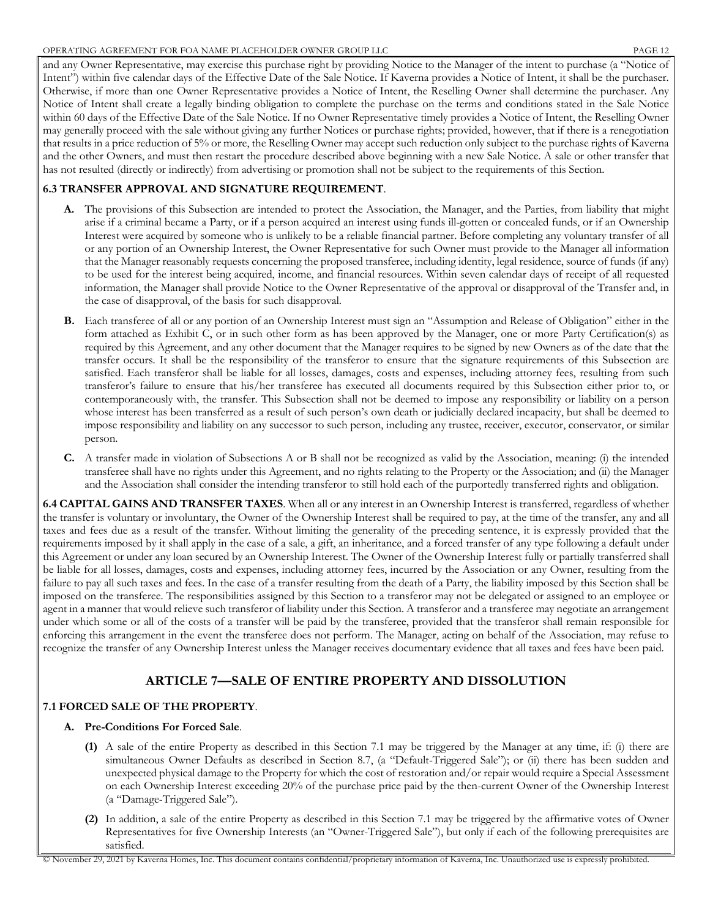and any Owner Representative, may exercise this purchase right by providing Notice to the Manager of the intent to purchase (a "Notice of Intent") within five calendar days of the Effective Date of the Sale Notice. If Kaverna provides a Notice of Intent, it shall be the purchaser. Otherwise, if more than one Owner Representative provides a Notice of Intent, the Reselling Owner shall determine the purchaser. Any Notice of Intent shall create a legally binding obligation to complete the purchase on the terms and conditions stated in the Sale Notice within 60 days of the Effective Date of the Sale Notice. If no Owner Representative timely provides a Notice of Intent, the Reselling Owner may generally proceed with the sale without giving any further Notices or purchase rights; provided, however, that if there is a renegotiation that results in a price reduction of 5% or more, the Reselling Owner may accept such reduction only subject to the purchase rights of Kaverna and the other Owners, and must then restart the procedure described above beginning with a new Sale Notice. A sale or other transfer that has not resulted (directly or indirectly) from advertising or promotion shall not be subject to the requirements of this Section.

**6.3 TRANSFER APPROVAL AND SIGNATURE REQUIREMENT**.

**A.** The provisions of this Subsection are intended to protect the Association, the Manager, and the Parties, from liability that might arise if a criminal became a Party, or if a person acquired an interest using funds ill-gotten or concealed funds, or if an Ownership Interest were acquired by someone who is unlikely to be a reliable financial partner. Before completing any voluntary transfer of all or any portion of an Ownership Interest, the Owner Representative for such Owner must provide to the Manager all information that the Manager reasonably requests concerning the proposed transferee, including identity, legal residence, source of funds (if any) to be used for the interest being acquired, income, and financial resources. Within seven calendar days of receipt of all requested information, the Manager shall provide Notice to the Owner Representative of the approval or disapproval of the Transfer and, in the case of disapproval, of the basis for such disapproval.

**B.** Each transferee of all or any portion of an Ownership Interest must sign an "Assumption and Release of Obligation" either in the form attached as Exhibit C, or in such other form as has been approved by the Manager, one or more Party Certification(s) as required by this Agreement, and any other document that the Manager requires to be signed by new Owners as of the date that the transfer occurs. It shall be the responsibility of the transferor to ensure that the signature requirements of this Subsection are satisfied. Each transferor shall be liable for all losses, damages, costs and expenses, including attorney fees, resulting from such transferor's failure to ensure that his/her transferee has executed all documents required by this Subsection either prior to, or contemporaneously with, the transfer. This Subsection shall not be deemed to impose any responsibility or liability on a person whose interest has been transferred as a result of such person's own death or judicially declared incapacity, but shall be deemed to impose responsibility and liability on any successor to such person, including any trustee, receiver, executor, conservator, or similar person.

**C.** A transfer made in violation of Subsections A or B shall not be recognized as valid by the Association, meaning: (i) the intended transferee shall have no rights under this Agreement, and no rights relating to the Property or the Association; and (ii) the Manager and the Association shall consider the intending transferor to still hold each of the purportedly transferred rights and obligation.

**6.4 CAPITAL GAINS AND TRANSFER TAXES**. When all or any interest in an Ownership Interest is transferred, regardless of whether the transfer is voluntary or involuntary, the Owner of the Ownership Interest shall be required to pay, at the time of the transfer, any and all taxes and fees due as a result of the transfer. Without limiting the generality of the preceding sentence, it is expressly provided that the requirements imposed by it shall apply in the case of a sale, a gift, an inheritance, and a forced transfer of any type following a default under this Agreement or under any loan secured by an Ownership Interest. The Owner of the Ownership Interest fully or partially transferred shall be liable for all losses, damages, costs and expenses, including attorney fees, incurred by the Association or any Owner, resulting from the failure to pay all such taxes and fees. In the case of a transfer resulting from the death of a Party, the liability imposed by this Section shall be imposed on the transferee. The responsibilities assigned by this Section to a transferor may not be delegated or assigned to an employee or agent in a manner that would relieve such transferor of liability under this Section. A transferor and a transferee may negotiate an arrangement under which some or all of the costs of a transfer will be paid by the transferee, provided that the transferor shall remain responsible for enforcing this arrangement in the event the transferee does not perform. The Manager, acting on behalf of the Association, may refuse to recognize the transfer of any Ownership Interest unless the Manager receives documentary evidence that all taxes and fees have been paid.

## ARTICLE 7—SALE OF ENTIRE PROPERTY AND DISSOLUTION

**7.1 FORCED SALE OF THE PROPERTY**.

**A. Pre-Conditions For Forced Sale**.

**(1)** A sale of the entire Property as described in this Section 7.1 may be triggered by the Manager at any time, if: (i) there are simultaneous Owner Defaults as described in Section 8.7, (a "Default-Triggered Sale"); or (ii) there has been sudden and unexpected physical damage to the Property for which the cost of restoration and/or repair would require a Special Assessment on each Ownership Interest exceeding 20% of the purchase price paid by the then-current Owner of the Ownership Interest (a "Damage-Triggered Sale").

**(2)** In addition, a sale of the entire Property as described in this Section 7.1 may be triggered by the affirmative votes of Owner Representatives for five Ownership Interests (an "Owner-Triggered Sale"), but only if each of the following prerequisites are satisfied.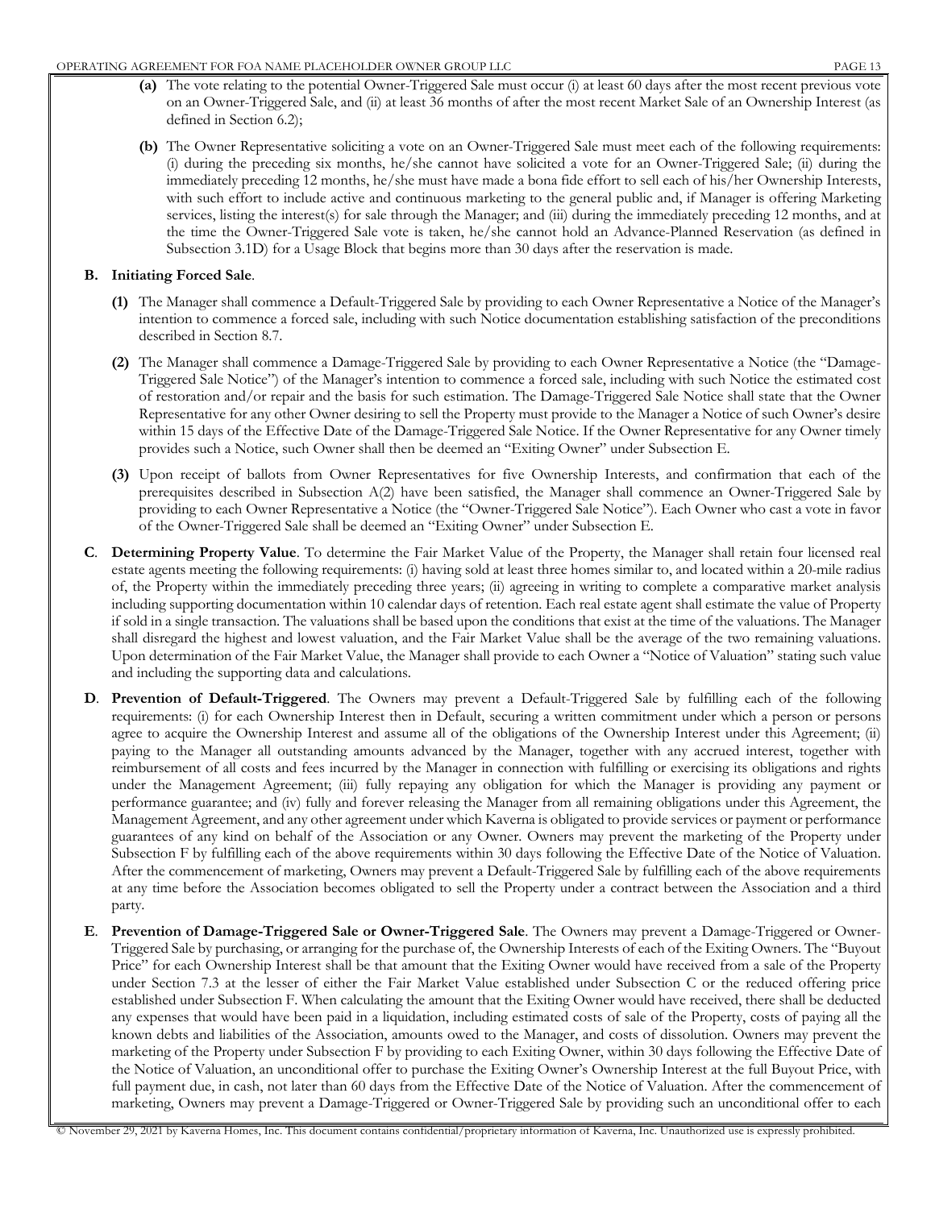**(a)** The vote relating to the potential Owner-Triggered Sale must occur (i) at least 60 days after the most recent previous vote on an Owner-Triggered Sale, and (ii) at least 36 months of after the most recent Market Sale of an Ownership Interest (as defined in Section 6.2);

**(b)** The Owner Representative soliciting a vote on an Owner-Triggered Sale must meet each of the following requirements: (i) during the preceding six months, he/she cannot have solicited a vote for an Owner-Triggered Sale; (ii) during the immediately preceding 12 months, he/she must have made a bona fide effort to sell each of his/her Ownership Interests, with such effort to include active and continuous marketing to the general public and, if Manager is offering Marketing services, listing the interest(s) for sale through the Manager; and (iii) during the immediately preceding 12 months, and at the time the Owner-Triggered Sale vote is taken, he/she cannot hold an Advance-Planned Reservation (as defined in Subsection 3.1D) for a Usage Block that begins more than 30 days after the reservation is made.

**B. Initiating Forced Sale**.

**(1)** The Manager shall commence a Default-Triggered Sale by providing to each Owner Representative a Notice of the Manager's intention to commence a forced sale, including with such Notice documentation establishing satisfaction of the preconditions described in Section 8.7.

**(2)** The Manager shall commence a Damage-Triggered Sale by providing to each Owner Representative a Notice (the "Damage-Triggered Sale Notice") of the Manager's intention to commence a forced sale, including with such Notice the estimated cost of restoration and/or repair and the basis for such estimation. The Damage-Triggered Sale Notice shall state that the Owner Representative for any other Owner desiring to sell the Property must provide to the Manager a Notice of such Owner's desire within 15 days of the Effective Date of the Damage-Triggered Sale Notice. If the Owner Representative for any Owner timely provides such a Notice, such Owner shall then be deemed an "Exiting Owner" under Subsection E.

**(3)** Upon receipt of ballots from Owner Representatives for five Ownership Interests, and confirmation that each of the prerequisites described in Subsection A(2) have been satisfied, the Manager shall commence an Owner-Triggered Sale by providing to each Owner Representative a Notice (the "Owner-Triggered Sale Notice"). Each Owner who cast a vote in favor of the Owner-Triggered Sale shall be deemed an "Exiting Owner" under Subsection E.

**C**. **Determining Property Value**. To determine the Fair Market Value of the Property, the Manager shall retain four licensed real estate agents meeting the following requirements: (i) having sold at least three homes similar to, and located within a 20-mile radius of, the Property within the immediately preceding three years; (ii) agreeing in writing to complete a comparative market analysis including supporting documentation within 10 calendar days of retention. Each real estate agent shall estimate the value of Property if sold in a single transaction. The valuations shall be based upon the conditions that exist at the time of the valuations. The Manager shall disregard the highest and lowest valuation, and the Fair Market Value shall be the average of the two remaining valuations. Upon determination of the Fair Market Value, the Manager shall provide to each Owner a "Notice of Valuation" stating such value and including the supporting data and calculations.

**D**. **Prevention of Default-Triggered**. The Owners may prevent a Default-Triggered Sale by fulfilling each of the following requirements: (i) for each Ownership Interest then in Default, securing a written commitment under which a person or persons agree to acquire the Ownership Interest and assume all of the obligations of the Ownership Interest under this Agreement; (ii) paying to the Manager all outstanding amounts advanced by the Manager, together with any accrued interest, together with reimbursement of all costs and fees incurred by the Manager in connection with fulfilling or exercising its obligations and rights under the Management Agreement; (iii) fully repaying any obligation for which the Manager is providing any payment or performance guarantee; and (iv) fully and forever releasing the Manager from all remaining obligations under this Agreement, the Management Agreement, and any other agreement under which Kaverna is obligated to provide services or payment or performance guarantees of any kind on behalf of the Association or any Owner. Owners may prevent the marketing of the Property under Subsection F by fulfilling each of the above requirements within 30 days following the Effective Date of the Notice of Valuation. After the commencement of marketing, Owners may prevent a Default-Triggered Sale by fulfilling each of the above requirements at any time before the Association becomes obligated to sell the Property under a contract between the Association and a third party.

**E**. **Prevention of Damage-Triggered Sale or Owner-Triggered Sale**. The Owners may prevent a Damage-Triggered or Owner-Triggered Sale by purchasing, or arranging for the purchase of, the Ownership Interests of each of the Exiting Owners. The "Buyout Price" for each Ownership Interest shall be that amount that the Exiting Owner would have received from a sale of the Property under Section 7.3 at the lesser of either the Fair Market Value established under Subsection C or the reduced offering price established under Subsection F. When calculating the amount that the Exiting Owner would have received, there shall be deducted any expenses that would have been paid in a liquidation, including estimated costs of sale of the Property, costs of paying all the known debts and liabilities of the Association, amounts owed to the Manager, and costs of dissolution. Owners may prevent the marketing of the Property under Subsection F by providing to each Exiting Owner, within 30 days following the Effective Date of the Notice of Valuation, an unconditional offer to purchase the Exiting Owner's Ownership Interest at the full Buyout Price, with full payment due, in cash, not later than 60 days from the Effective Date of the Notice of Valuation. After the commencement of marketing, Owners may prevent a Damage-Triggered or Owner-Triggered Sale by providing such an unconditional offer to each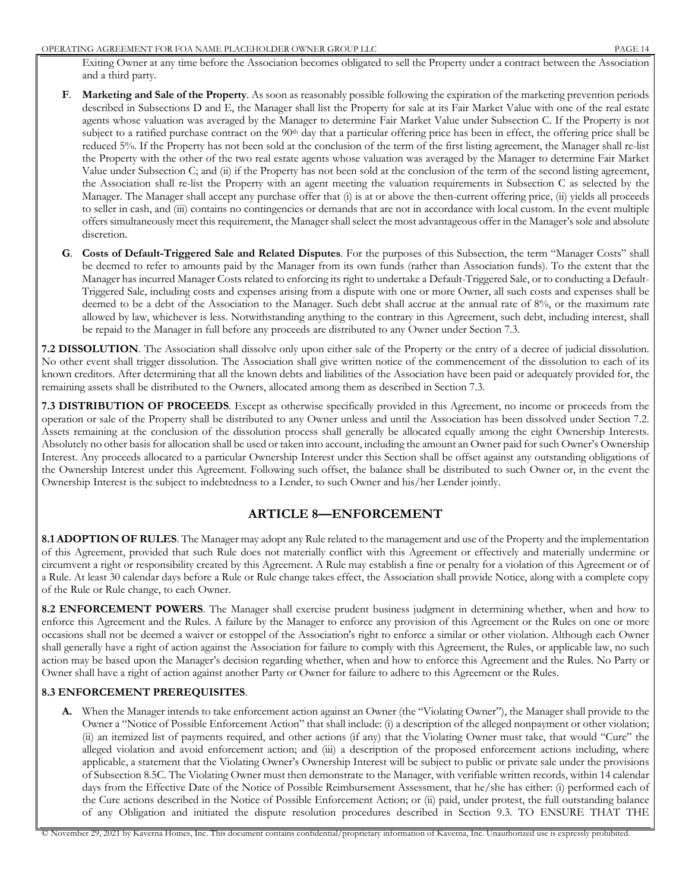Exiting Owner at any time before the Association becomes obligated to sell the Property under a contract between the Association and a third party.

**F**. **Marketing and Sale of the Property**. As soon as reasonably possible following the expiration of the marketing prevention periods described in Subsections D and E, the Manager shall list the Property for sale at its Fair Market Value with one of the real estate agents whose valuation was averaged by the Manager to determine Fair Market Value under Subsection C. If the Property is not subject to a ratified purchase contract on the 90th day that a particular offering price has been in effect, the offering price shall be reduced 5%. If the Property has not been sold at the conclusion of the term of the first listing agreement, the Manager shall re-list the Property with the other of the two real estate agents whose valuation was averaged by the Manager to determine Fair Market Value under Subsection C; and (ii) if the Property has not been sold at the conclusion of the term of the second listing agreement, the Association shall re-list the Property with an agent meeting the valuation requirements in Subsection C as selected by the Manager. The Manager shall accept any purchase offer that (i) is at or above the then-current offering price, (ii) yields all proceeds to seller in cash, and (iii) contains no contingencies or demands that are not in accordance with local custom. In the event multiple offers simultaneously meet this requirement, the Manager shall select the most advantageous offer in the Manager's sole and absolute discretion.

**G**. **Costs of Default-Triggered Sale and Related Disputes**. For the purposes of this Subsection, the term "Manager Costs" shall be deemed to refer to amounts paid by the Manager from its own funds (rather than Association funds). To the extent that the Manager has incurred Manager Costs related to enforcing its right to undertake a Default-Triggered Sale, or to conducting a Default-Triggered Sale, including costs and expenses arising from a dispute with one or more Owner, all such costs and expenses shall be deemed to be a debt of the Association to the Manager. Such debt shall accrue at the annual rate of 8%, or the maximum rate allowed by law, whichever is less. Notwithstanding anything to the contrary in this Agreement, such debt, including interest, shall be repaid to the Manager in full before any proceeds are distributed to any Owner under Section 7.3.

**7.2 DISSOLUTION**. The Association shall dissolve only upon either sale of the Property or the entry of a decree of judicial dissolution. No other event shall trigger dissolution. The Association shall give written notice of the commencement of the dissolution to each of its known creditors. After determining that all the known debts and liabilities of the Association have been paid or adequately provided for, the remaining assets shall be distributed to the Owners, allocated among them as described in Section 7.3.

**7.3 DISTRIBUTION OF PROCEEDS**. Except as otherwise specifically provided in this Agreement, no income or proceeds from the operation or sale of the Property shall be distributed to any Owner unless and until the Association has been dissolved under Section 7.2. Assets remaining at the conclusion of the dissolution process shall generally be allocated equally among the eight Ownership Interests. Absolutely no other basis for allocation shall be used or taken into account, including the amount an Owner paid for such Owner's Ownership Interest. Any proceeds allocated to a particular Ownership Interest under this Section shall be offset against any outstanding obligations of the Ownership Interest under this Agreement. Following such offset, the balance shall be distributed to such Owner or, in the event the Ownership Interest is the subject to indebtedness to a Lender, to such Owner and his/her Lender jointly.

## ARTICLE 8—ENFORCEMENT

**8.1 ADOPTION OF RULES**. The Manager may adopt any Rule related to the management and use of the Property and the implementation of this Agreement, provided that such Rule does not materially conflict with this Agreement or effectively and materially undermine or circumvent a right or responsibility created by this Agreement. A Rule may establish a fine or penalty for a violation of this Agreement or of a Rule. At least 30 calendar days before a Rule or Rule change takes effect, the Association shall provide Notice, along with a complete copy of the Rule or Rule change, to each Owner.

**8.2 ENFORCEMENT POWERS**. The Manager shall exercise prudent business judgment in determining whether, when and how to enforce this Agreement and the Rules. A failure by the Manager to enforce any provision of this Agreement or the Rules on one or more occasions shall not be deemed a waiver or estoppel of the Association's right to enforce a similar or other violation. Although each Owner shall generally have a right of action against the Association for failure to comply with this Agreement, the Rules, or applicable law, no such action may be based upon the Manager's decision regarding whether, when and how to enforce this Agreement and the Rules. No Party or Owner shall have a right of action against another Party or Owner for failure to adhere to this Agreement or the Rules.

**8.3 ENFORCEMENT PREREQUISITES**.

**A.** When the Manager intends to take enforcement action against an Owner (the "Violating Owner"), the Manager shall provide to the Owner a "Notice of Possible Enforcement Action" that shall include: (i) a description of the alleged nonpayment or other violation; (ii) an itemized list of payments required, and other actions (if any) that the Violating Owner must take, that would "Cure" the alleged violation and avoid enforcement action; and (iii) a description of the proposed enforcement actions including, where applicable, a statement that the Violating Owner's Ownership Interest will be subject to public or private sale under the provisions of Subsection 8.5C. The Violating Owner must then demonstrate to the Manager, with verifiable written records, within 14 calendar days from the Effective Date of the Notice of Possible Reimbursement Assessment, that he/she has either: (i) performed each of the Cure actions described in the Notice of Possible Enforcement Action; or (ii) paid, under protest, the full outstanding balance of any Obligation and initiated the dispute resolution procedures described in Section 9.3. TO ENSURE THAT THE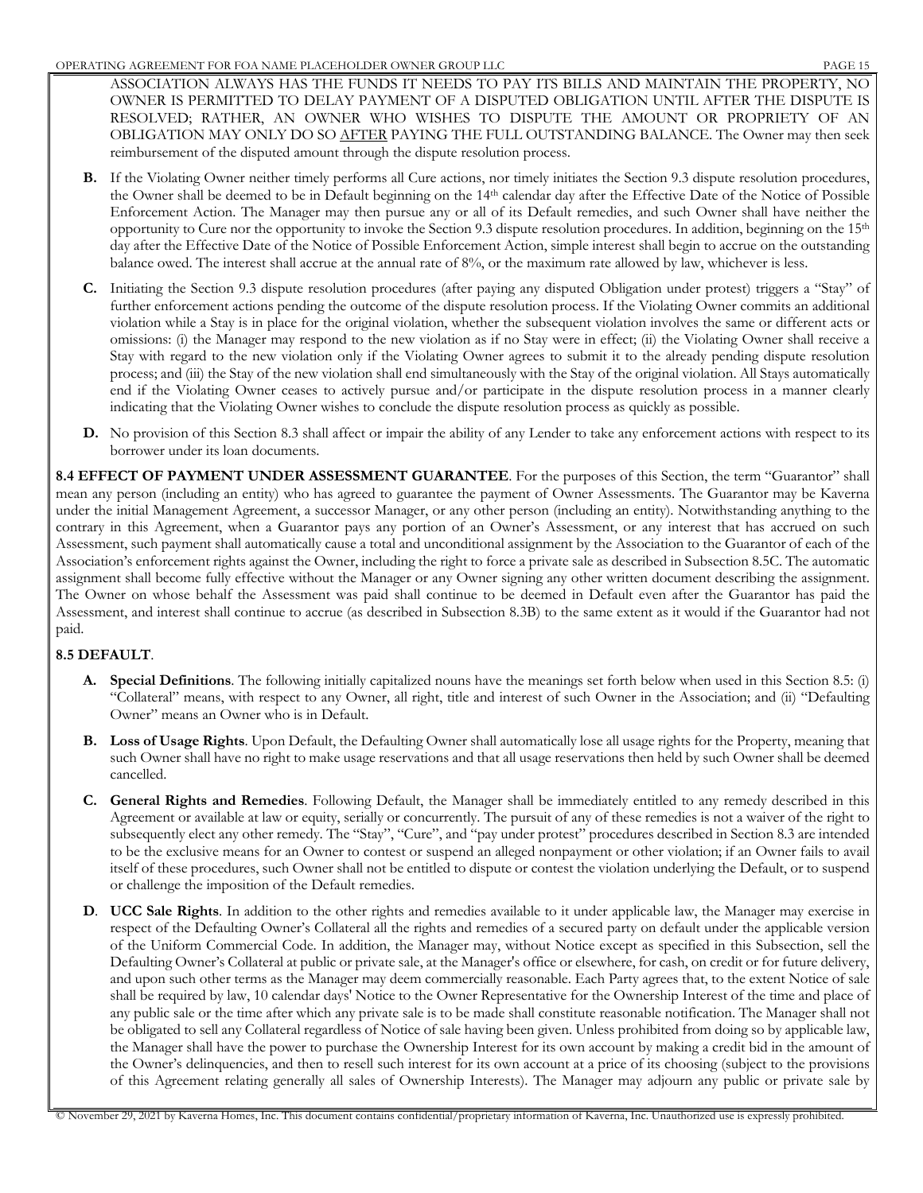ASSOCIATION ALWAYS HAS THE FUNDS IT NEEDS TO PAY ITS BILLS AND MAINTAIN THE PROPERTY, NO OWNER IS PERMITTED TO DELAY PAYMENT OF A DISPUTED OBLIGATION UNTIL AFTER THE DISPUTE IS RESOLVED; RATHER, AN OWNER WHO WISHES TO DISPUTE THE AMOUNT OR PROPRIETY OF AN OBLIGATION MAY ONLY DO SO AFTER PAYING THE FULL OUTSTANDING BALANCE. The Owner may then seek reimbursement of the disputed amount through the dispute resolution process.

**B.** If the Violating Owner neither timely performs all Cure actions, nor timely initiates the Section 9.3 dispute resolution procedures, the Owner shall be deemed to be in Default beginning on the 14th calendar day after the Effective Date of the Notice of Possible Enforcement Action. The Manager may then pursue any or all of its Default remedies, and such Owner shall have neither the opportunity to Cure nor the opportunity to invoke the Section 9.3 dispute resolution procedures. In addition, beginning on the 15th day after the Effective Date of the Notice of Possible Enforcement Action, simple interest shall begin to accrue on the outstanding balance owed. The interest shall accrue at the annual rate of 8%, or the maximum rate allowed by law, whichever is less.

**C.** Initiating the Section 9.3 dispute resolution procedures (after paying any disputed Obligation under protest) triggers a "Stay" of further enforcement actions pending the outcome of the dispute resolution process. If the Violating Owner commits an additional violation while a Stay is in place for the original violation, whether the subsequent violation involves the same or different acts or omissions: (i) the Manager may respond to the new violation as if no Stay were in effect; (ii) the Violating Owner shall receive a Stay with regard to the new violation only if the Violating Owner agrees to submit it to the already pending dispute resolution process; and (iii) the Stay of the new violation shall end simultaneously with the Stay of the original violation. All Stays automatically end if the Violating Owner ceases to actively pursue and/or participate in the dispute resolution process in a manner clearly indicating that the Violating Owner wishes to conclude the dispute resolution process as quickly as possible.

**D.** No provision of this Section 8.3 shall affect or impair the ability of any Lender to take any enforcement actions with respect to its borrower under its loan documents.

**8.4 EFFECT OF PAYMENT UNDER ASSESSMENT GUARANTEE**. For the purposes of this Section, the term "Guarantor" shall mean any person (including an entity) who has agreed to guarantee the payment of Owner Assessments. The Guarantor may be Kaverna under the initial Management Agreement, a successor Manager, or any other person (including an entity). Notwithstanding anything to the contrary in this Agreement, when a Guarantor pays any portion of an Owner's Assessment, or any interest that has accrued on such Assessment, such payment shall automatically cause a total and unconditional assignment by the Association to the Guarantor of each of the Association's enforcement rights against the Owner, including the right to force a private sale as described in Subsection 8.5C. The automatic assignment shall become fully effective without the Manager or any Owner signing any other written document describing the assignment. The Owner on whose behalf the Assessment was paid shall continue to be deemed in Default even after the Guarantor has paid the Assessment, and interest shall continue to accrue (as described in Subsection 8.3B) to the same extent as it would if the Guarantor had not paid.

**8.5 DEFAULT**.

**A. Special Definitions**. The following initially capitalized nouns have the meanings set forth below when used in this Section 8.5: (i) "Collateral" means, with respect to any Owner, all right, title and interest of such Owner in the Association; and (ii) "Defaulting Owner" means an Owner who is in Default.

**B. Loss of Usage Rights**. Upon Default, the Defaulting Owner shall automatically lose all usage rights for the Property, meaning that such Owner shall have no right to make usage reservations and that all usage reservations then held by such Owner shall be deemed cancelled.

**C. General Rights and Remedies**. Following Default, the Manager shall be immediately entitled to any remedy described in this Agreement or available at law or equity, serially or concurrently. The pursuit of any of these remedies is not a waiver of the right to subsequently elect any other remedy. The "Stay", "Cure", and "pay under protest" procedures described in Section 8.3 are intended to be the exclusive means for an Owner to contest or suspend an alleged nonpayment or other violation; if an Owner fails to avail itself of these procedures, such Owner shall not be entitled to dispute or contest the violation underlying the Default, or to suspend or challenge the imposition of the Default remedies.

**D. UCC Sale Rights**. In addition to the other rights and remedies available to it under applicable law, the Manager may exercise in respect of the Defaulting Owner's Collateral all the rights and remedies of a secured party on default under the applicable version of the Uniform Commercial Code. In addition, the Manager may, without Notice except as specified in this Subsection, sell the Defaulting Owner's Collateral at public or private sale, at the Manager's office or elsewhere, for cash, on credit or for future delivery, and upon such other terms as the Manager may deem commercially reasonable. Each Party agrees that, to the extent Notice of sale shall be required by law, 10 calendar days' Notice to the Owner Representative for the Ownership Interest of the time and place of any public sale or the time after which any private sale is to be made shall constitute reasonable notification. The Manager shall not be obligated to sell any Collateral regardless of Notice of sale having been given. Unless prohibited from doing so by applicable law, the Manager shall have the power to purchase the Ownership Interest for its own account by making a credit bid in the amount of the Owner's delinquencies, and then to resell such interest for its own account at a price of its choosing (subject to the provisions of this Agreement relating generally all sales of Ownership Interests). The Manager may adjourn any public or private sale by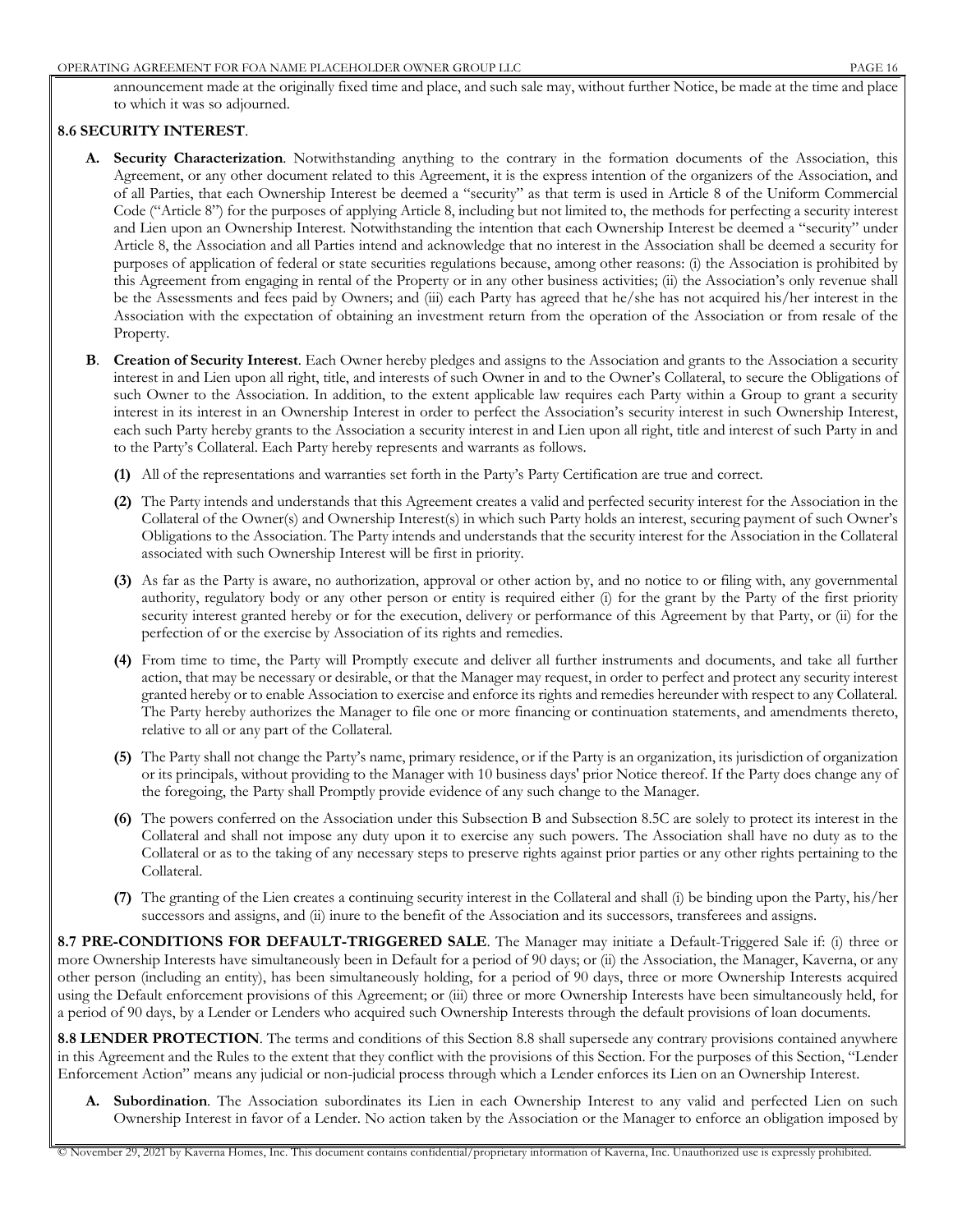announcement made at the originally fixed time and place, and such sale may, without further Notice, be made at the time and place to which it was so adjourned.

**8.6 SECURITY INTEREST**.

**A. Security Characterization**. Notwithstanding anything to the contrary in the formation documents of the Association, this Agreement, or any other document related to this Agreement, it is the express intention of the organizers of the Association, and of all Parties, that each Ownership Interest be deemed a "security" as that term is used in Article 8 of the Uniform Commercial Code ("Article 8") for the purposes of applying Article 8, including but not limited to, the methods for perfecting a security interest and Lien upon an Ownership Interest. Notwithstanding the intention that each Ownership Interest be deemed a "security" under Article 8, the Association and all Parties intend and acknowledge that no interest in the Association shall be deemed a security for purposes of application of federal or state securities regulations because, among other reasons: (i) the Association is prohibited by this Agreement from engaging in rental of the Property or in any other business activities; (ii) the Association's only revenue shall be the Assessments and fees paid by Owners; and (iii) each Party has agreed that he/she has not acquired his/her interest in the Association with the expectation of obtaining an investment return from the operation of the Association or from resale of the Property.

**B**. **Creation of Security Interest**. Each Owner hereby pledges and assigns to the Association and grants to the Association a security interest in and Lien upon all right, title, and interests of such Owner in and to the Owner's Collateral, to secure the Obligations of such Owner to the Association. In addition, to the extent applicable law requires each Party within a Group to grant a security interest in its interest in an Ownership Interest in order to perfect the Association's security interest in such Ownership Interest, each such Party hereby grants to the Association a security interest in and Lien upon all right, title and interest of such Party in and to the Party's Collateral. Each Party hereby represents and warrants as follows.

**(1)** All of the representations and warranties set forth in the Party's Party Certification are true and correct.

**(2)** The Party intends and understands that this Agreement creates a valid and perfected security interest for the Association in the Collateral of the Owner(s) and Ownership Interest(s) in which such Party holds an interest, securing payment of such Owner's Obligations to the Association. The Party intends and understands that the security interest for the Association in the Collateral associated with such Ownership Interest will be first in priority.

**(3)** As far as the Party is aware, no authorization, approval or other action by, and no notice to or filing with, any governmental authority, regulatory body or any other person or entity is required either (i) for the grant by the Party of the first priority security interest granted hereby or for the execution, delivery or performance of this Agreement by that Party, or (ii) for the perfection of or the exercise by Association of its rights and remedies.

**(4)** From time to time, the Party will Promptly execute and deliver all further instruments and documents, and take all further action, that may be necessary or desirable, or that the Manager may request, in order to perfect and protect any security interest granted hereby or to enable Association to exercise and enforce its rights and remedies hereunder with respect to any Collateral. The Party hereby authorizes the Manager to file one or more financing or continuation statements, and amendments thereto, relative to all or any part of the Collateral.

**(5)** The Party shall not change the Party's name, primary residence, or if the Party is an organization, its jurisdiction of organization or its principals, without providing to the Manager with 10 business days' prior Notice thereof. If the Party does change any of the foregoing, the Party shall Promptly provide evidence of any such change to the Manager.

**(6)** The powers conferred on the Association under this Subsection B and Subsection 8.5C are solely to protect its interest in the Collateral and shall not impose any duty upon it to exercise any such powers. The Association shall have no duty as to the Collateral or as to the taking of any necessary steps to preserve rights against prior parties or any other rights pertaining to the Collateral.

**(7)** The granting of the Lien creates a continuing security interest in the Collateral and shall (i) be binding upon the Party, his/her successors and assigns, and (ii) inure to the benefit of the Association and its successors, transferees and assigns.

**8.7 PRE-CONDITIONS FOR DEFAULT-TRIGGERED SALE**. The Manager may initiate a Default-Triggered Sale if: (i) three or more Ownership Interests have simultaneously been in Default for a period of 90 days; or (ii) the Association, the Manager, Kaverna, or any other person (including an entity), has been simultaneously holding, for a period of 90 days, three or more Ownership Interests acquired using the Default enforcement provisions of this Agreement; or (iii) three or more Ownership Interests have been simultaneously held, for a period of 90 days, by a Lender or Lenders who acquired such Ownership Interests through the default provisions of loan documents.

**8.8 LENDER PROTECTION**. The terms and conditions of this Section 8.8 shall supersede any contrary provisions contained anywhere in this Agreement and the Rules to the extent that they conflict with the provisions of this Section. For the purposes of this Section, "Lender Enforcement Action" means any judicial or non-judicial process through which a Lender enforces its Lien on an Ownership Interest.

**A. Subordination**. The Association subordinates its Lien in each Ownership Interest to any valid and perfected Lien on such Ownership Interest in favor of a Lender. No action taken by the Association or the Manager to enforce an obligation imposed by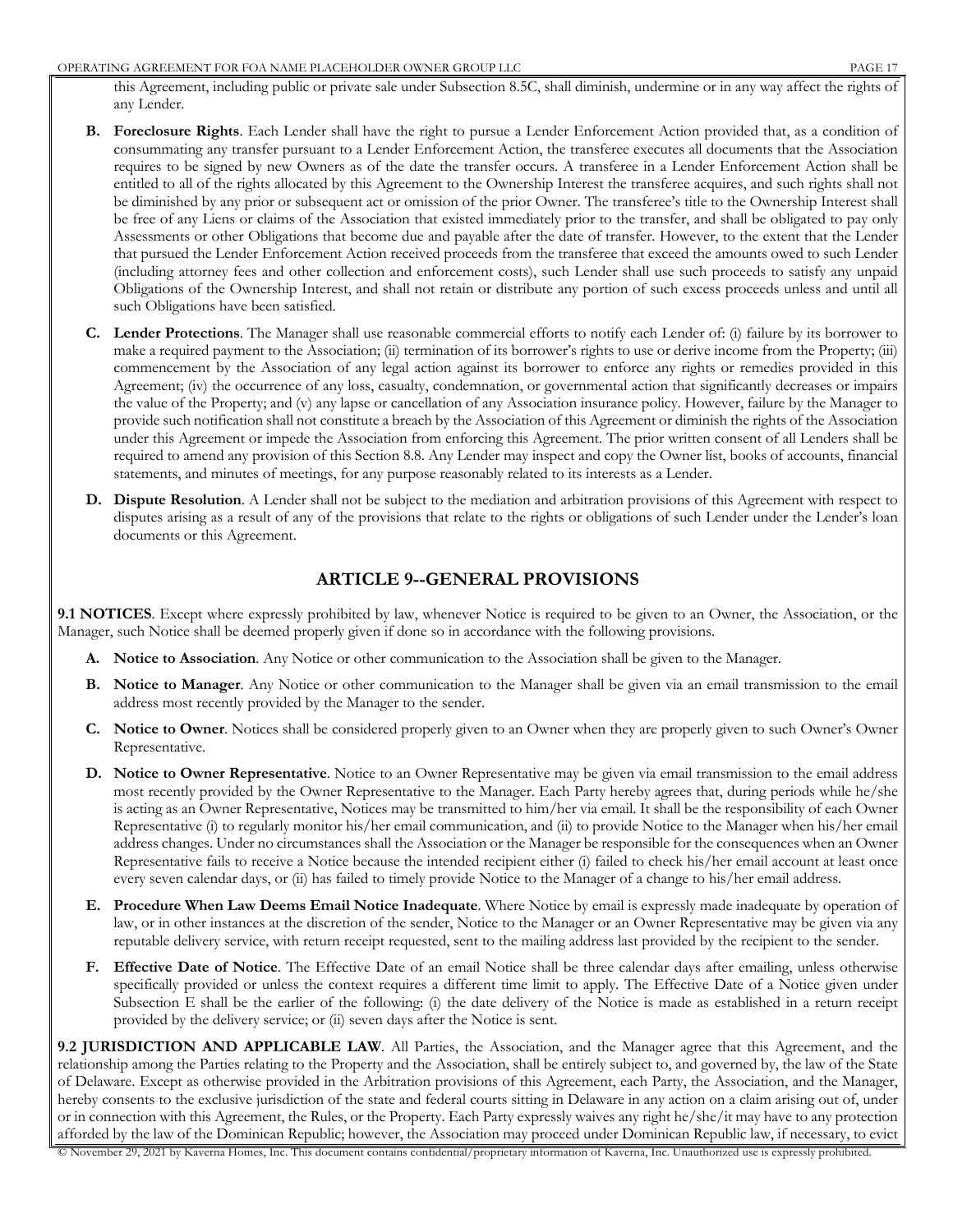this Agreement, including public or private sale under Subsection 8.5C, shall diminish, undermine or in any way affect the rights of any Lender.

**B. Foreclosure Rights**. Each Lender shall have the right to pursue a Lender Enforcement Action provided that, as a condition of consummating any transfer pursuant to a Lender Enforcement Action, the transferee executes all documents that the Association requires to be signed by new Owners as of the date the transfer occurs. A transferee in a Lender Enforcement Action shall be entitled to all of the rights allocated by this Agreement to the Ownership Interest the transferee acquires, and such rights shall not be diminished by any prior or subsequent act or omission of the prior Owner. The transferee's title to the Ownership Interest shall be free of any Liens or claims of the Association that existed immediately prior to the transfer, and shall be obligated to pay only Assessments or other Obligations that become due and payable after the date of transfer. However, to the extent that the Lender that pursued the Lender Enforcement Action received proceeds from the transferee that exceed the amounts owed to such Lender (including attorney fees and other collection and enforcement costs), such Lender shall use such proceeds to satisfy any unpaid Obligations of the Ownership Interest, and shall not retain or distribute any portion of such excess proceeds unless and until all such Obligations have been satisfied.

**C. Lender Protections**. The Manager shall use reasonable commercial efforts to notify each Lender of: (i) failure by its borrower to make a required payment to the Association; (ii) termination of its borrower's rights to use or derive income from the Property; (iii) commencement by the Association of any legal action against its borrower to enforce any rights or remedies provided in this Agreement; (iv) the occurrence of any loss, casualty, condemnation, or governmental action that significantly decreases or impairs the value of the Property; and (v) any lapse or cancellation of any Association insurance policy. However, failure by the Manager to provide such notification shall not constitute a breach by the Association of this Agreement or diminish the rights of the Association under this Agreement or impede the Association from enforcing this Agreement. The prior written consent of all Lenders shall be required to amend any provision of this Section 8.8. Any Lender may inspect and copy the Owner list, books of accounts, financial statements, and minutes of meetings, for any purpose reasonably related to its interests as a Lender.

**D. Dispute Resolution**. A Lender shall not be subject to the mediation and arbitration provisions of this Agreement with respect to disputes arising as a result of any of the provisions that relate to the rights or obligations of such Lender under the Lender's loan documents or this Agreement.

## ARTICLE 9--GENERAL PROVISIONS

**9.1 NOTICES**. Except where expressly prohibited by law, whenever Notice is required to be given to an Owner, the Association, or the Manager, such Notice shall be deemed properly given if done so in accordance with the following provisions.

**A. Notice to Association**. Any Notice or other communication to the Association shall be given to the Manager.

**B. Notice to Manager**. Any Notice or other communication to the Manager shall be given via an email transmission to the email address most recently provided by the Manager to the sender.

**C. Notice to Owner**. Notices shall be considered properly given to an Owner when they are properly given to such Owner's Owner Representative.

**D. Notice to Owner Representative**. Notice to an Owner Representative may be given via email transmission to the email address most recently provided by the Owner Representative to the Manager. Each Party hereby agrees that, during periods while he/she is acting as an Owner Representative, Notices may be transmitted to him/her via email. It shall be the responsibility of each Owner Representative (i) to regularly monitor his/her email communication, and (ii) to provide Notice to the Manager when his/her email address changes. Under no circumstances shall the Association or the Manager be responsible for the consequences when an Owner Representative fails to receive a Notice because the intended recipient either (i) failed to check his/her email account at least once every seven calendar days, or (ii) has failed to timely provide Notice to the Manager of a change to his/her email address.

**E. Procedure When Law Deems Email Notice Inadequate**. Where Notice by email is expressly made inadequate by operation of law, or in other instances at the discretion of the sender, Notice to the Manager or an Owner Representative may be given via any reputable delivery service, with return receipt requested, sent to the mailing address last provided by the recipient to the sender.

**F. Effective Date of Notice**. The Effective Date of an email Notice shall be three calendar days after emailing, unless otherwise specifically provided or unless the context requires a different time limit to apply. The Effective Date of a Notice given under Subsection E shall be the earlier of the following: (i) the date delivery of the Notice is made as established in a return receipt provided by the delivery service; or (ii) seven days after the Notice is sent.

**9.2 JURISDICTION AND APPLICABLE LAW**. All Parties, the Association, and the Manager agree that this Agreement, and the relationship among the Parties relating to the Property and the Association, shall be entirely subject to, and governed by, the law of the State of Delaware. Except as otherwise provided in the Arbitration provisions of this Agreement, each Party, the Association, and the Manager, hereby consents to the exclusive jurisdiction of the state and federal courts sitting in Delaware in any action on a claim arising out of, under or in connection with this Agreement, the Rules, or the Property. Each Party expressly waives any right he/she/it may have to any protection afforded by the law of the Dominican Republic; however, the Association may proceed under Dominican Republic law, if necessary, to evict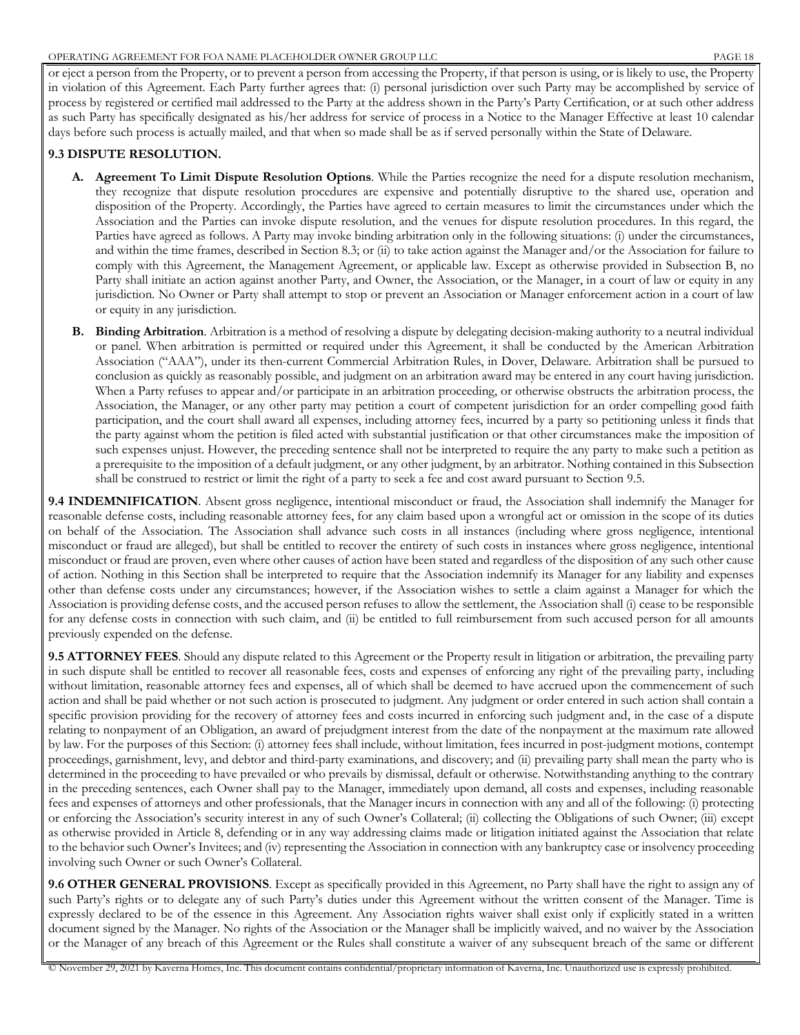or eject a person from the Property, or to prevent a person from accessing the Property, if that person is using, or is likely to use, the Property in violation of this Agreement. Each Party further agrees that: (i) personal jurisdiction over such Party may be accomplished by service of process by registered or certified mail addressed to the Party at the address shown in the Party's Party Certification, or at such other address as such Party has specifically designated as his/her address for service of process in a Notice to the Manager Effective at least 10 calendar days before such process is actually mailed, and that when so made shall be as if served personally within the State of Delaware.

### 9.3 DISPUTE RESOLUTION.

**A. Agreement To Limit Dispute Resolution Options**. While the Parties recognize the need for a dispute resolution mechanism, they recognize that dispute resolution procedures are expensive and potentially disruptive to the shared use, operation and disposition of the Property. Accordingly, the Parties have agreed to certain measures to limit the circumstances under which the Association and the Parties can invoke dispute resolution, and the venues for dispute resolution procedures. In this regard, the Parties have agreed as follows. A Party may invoke binding arbitration only in the following situations: (i) under the circumstances, and within the time frames, described in Section 8.3; or (ii) to take action against the Manager and/or the Association for failure to comply with this Agreement, the Management Agreement, or applicable law. Except as otherwise provided in Subsection B, no Party shall initiate an action against another Party, and Owner, the Association, or the Manager, in a court of law or equity in any jurisdiction. No Owner or Party shall attempt to stop or prevent an Association or Manager enforcement action in a court of law or equity in any jurisdiction.

**B. Binding Arbitration**. Arbitration is a method of resolving a dispute by delegating decision-making authority to a neutral individual or panel. When arbitration is permitted or required under this Agreement, it shall be conducted by the American Arbitration Association ("AAA"), under its then-current Commercial Arbitration Rules, in Dover, Delaware. Arbitration shall be pursued to conclusion as quickly as reasonably possible, and judgment on an arbitration award may be entered in any court having jurisdiction. When a Party refuses to appear and/or participate in an arbitration proceeding, or otherwise obstructs the arbitration process, the Association, the Manager, or any other party may petition a court of competent jurisdiction for an order compelling good faith participation, and the court shall award all expenses, including attorney fees, incurred by a party so petitioning unless it finds that the party against whom the petition is filed acted with substantial justification or that other circumstances make the imposition of such expenses unjust. However, the preceding sentence shall not be interpreted to require the any party to make such a petition as a prerequisite to the imposition of a default judgment, or any other judgment, by an arbitrator. Nothing contained in this Subsection shall be construed to restrict or limit the right of a party to seek a fee and cost award pursuant to Section 9.5.

**9.4 INDEMNIFICATION**. Absent gross negligence, intentional misconduct or fraud, the Association shall indemnify the Manager for reasonable defense costs, including reasonable attorney fees, for any claim based upon a wrongful act or omission in the scope of its duties on behalf of the Association. The Association shall advance such costs in all instances (including where gross negligence, intentional misconduct or fraud are alleged), but shall be entitled to recover the entirety of such costs in instances where gross negligence, intentional misconduct or fraud are proven, even where other causes of action have been stated and regardless of the disposition of any such other cause of action. Nothing in this Section shall be interpreted to require that the Association indemnify its Manager for any liability and expenses other than defense costs under any circumstances; however, if the Association wishes to settle a claim against a Manager for which the Association is providing defense costs, and the accused person refuses to allow the settlement, the Association shall (i) cease to be responsible for any defense costs in connection with such claim, and (ii) be entitled to full reimbursement from such accused person for all amounts previously expended on the defense.

**9.5 ATTORNEY FEES**. Should any dispute related to this Agreement or the Property result in litigation or arbitration, the prevailing party in such dispute shall be entitled to recover all reasonable fees, costs and expenses of enforcing any right of the prevailing party, including without limitation, reasonable attorney fees and expenses, all of which shall be deemed to have accrued upon the commencement of such action and shall be paid whether or not such action is prosecuted to judgment. Any judgment or order entered in such action shall contain a specific provision providing for the recovery of attorney fees and costs incurred in enforcing such judgment and, in the case of a dispute relating to nonpayment of an Obligation, an award of prejudgment interest from the date of the nonpayment at the maximum rate allowed by law. For the purposes of this Section: (i) attorney fees shall include, without limitation, fees incurred in post-judgment motions, contempt proceedings, garnishment, levy, and debtor and third-party examinations, and discovery; and (ii) prevailing party shall mean the party who is determined in the proceeding to have prevailed or who prevails by dismissal, default or otherwise. Notwithstanding anything to the contrary in the preceding sentences, each Owner shall pay to the Manager, immediately upon demand, all costs and expenses, including reasonable fees and expenses of attorneys and other professionals, that the Manager incurs in connection with any and all of the following: (i) protecting or enforcing the Association's security interest in any of such Owner's Collateral; (ii) collecting the Obligations of such Owner; (iii) except as otherwise provided in Article 8, defending or in any way addressing claims made or litigation initiated against the Association that relate to the behavior such Owner's Invitees; and (iv) representing the Association in connection with any bankruptcy case or insolvency proceeding involving such Owner or such Owner's Collateral.

**9.6 OTHER GENERAL PROVISIONS**. Except as specifically provided in this Agreement, no Party shall have the right to assign any of such Party's rights or to delegate any of such Party's duties under this Agreement without the written consent of the Manager. Time is expressly declared to be of the essence in this Agreement. Any Association rights waiver shall exist only if explicitly stated in a written document signed by the Manager. No rights of the Association or the Manager shall be implicitly waived, and no waiver by the Association or the Manager of any breach of this Agreement or the Rules shall constitute a waiver of any subsequent breach of the same or different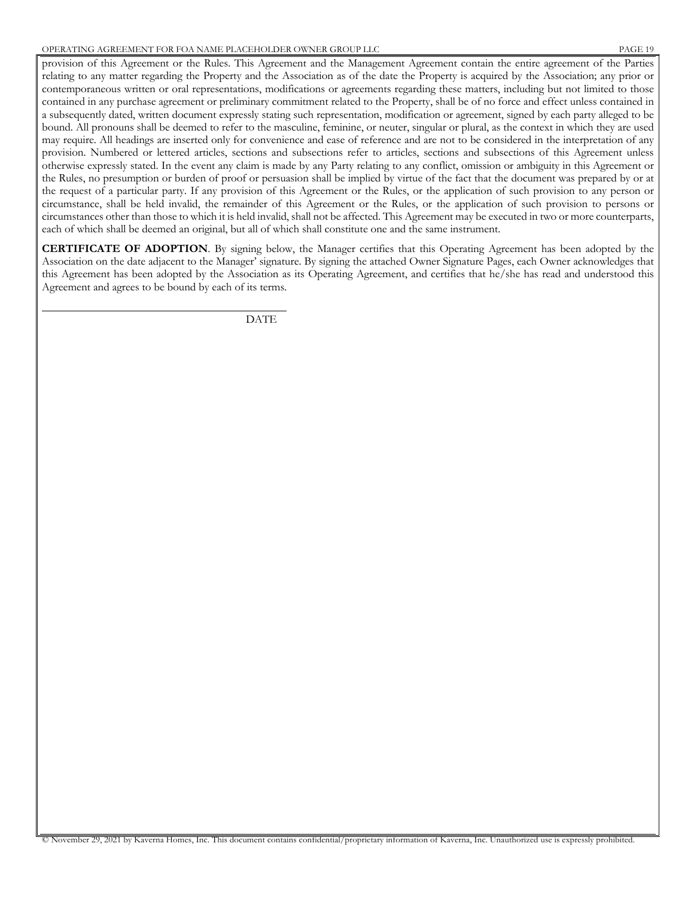provision of this Agreement or the Rules. This Agreement and the Management Agreement contain the entire agreement of the Parties relating to any matter regarding the Property and the Association as of the date the Property is acquired by the Association; any prior or contemporaneous written or oral representations, modifications or agreements regarding these matters, including but not limited to those contained in any purchase agreement or preliminary commitment related to the Property, shall be of no force and effect unless contained in a subsequently dated, written document expressly stating such representation, modification or agreement, signed by each party alleged to be bound. All pronouns shall be deemed to refer to the masculine, feminine, or neuter, singular or plural, as the context in which they are used may require. All headings are inserted only for convenience and ease of reference and are not to be considered in the interpretation of any provision. Numbered or lettered articles, sections and subsections refer to articles, sections and subsections of this Agreement unless otherwise expressly stated. In the event any claim is made by any Party relating to any conflict, omission or ambiguity in this Agreement or the Rules, no presumption or burden of proof or persuasion shall be implied by virtue of the fact that the document was prepared by or at the request of a particular party. If any provision of this Agreement or the Rules, or the application of such provision to any person or circumstance, shall be held invalid, the remainder of this Agreement or the Rules, or the application of such provision to persons or circumstances other than those to which it is held invalid, shall not be affected. This Agreement may be executed in two or more counterparts, each of which shall be deemed an original, but all of which shall constitute one and the same instrument.

**CERTIFICATE OF ADOPTION**. By signing below, the Manager certifies that this Operating Agreement has been adopted by the Association on the date adjacent to the Manager' signature. By signing the attached Owner Signature Pages, each Owner acknowledges that this Agreement has been adopted by the Association as its Operating Agreement, and certifies that he/she has read and understood this Agreement and agrees to be bound by each of its terms.

\_\_\_\_\_\_\_\_\_\_\_\_\_\_\_\_\_\_\_\_\_\_\_\_\_\_\_\_\_\_\_\_\_\_\_\_\_\_\_\_
DATE

© November 29, 2021 by Kaverna Homes, Inc. This document contains confidential/proprietary information of Kaverna, Inc. Unauthorized use is expressly prohibited.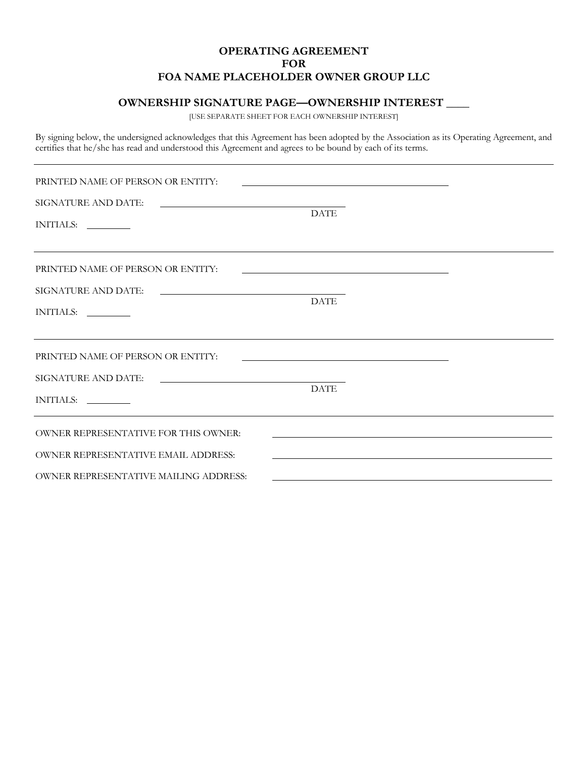# OPERATING AGREEMENT
# FOR
# FOA NAME PLACEHOLDER OWNER GROUP LLC

## OWNERSHIP SIGNATURE PAGE—OWNERSHIP INTEREST ____

[USE SEPARATE SHEET FOR EACH OWNERSHIP INTEREST]

By signing below, the undersigned acknowledges that this Agreement has been adopted by the Association as its Operating Agreement, and certifies that he/she has read and understood this Agreement and agrees to be bound by each of its terms.

---

PRINTED NAME OF PERSON OR ENTITY: ______________________________

SIGNATURE AND DATE: ______________________________
DATE

INITIALS: ________

---

PRINTED NAME OF PERSON OR ENTITY: ______________________________

SIGNATURE AND DATE: ______________________________
DATE

INITIALS: ________

---

PRINTED NAME OF PERSON OR ENTITY: ______________________________

SIGNATURE AND DATE: ______________________________
DATE

INITIALS: ________

---

OWNER REPRESENTATIVE FOR THIS OWNER: ______________________________

OWNER REPRESENTATIVE EMAIL ADDRESS: ______________________________

OWNER REPRESENTATIVE MAILING ADDRESS: ______________________________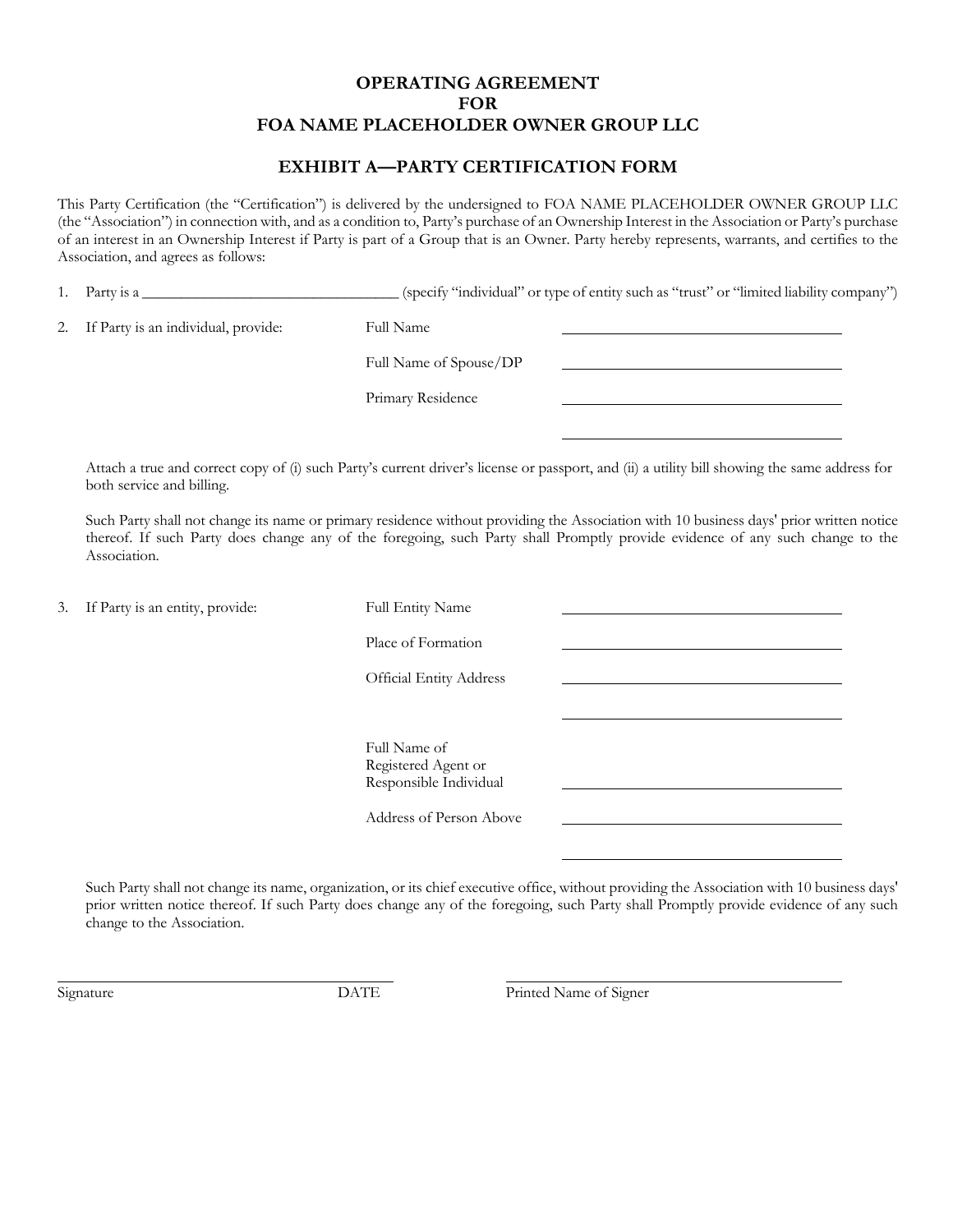# OPERATING AGREEMENT
# FOR
# FOA NAME PLACEHOLDER OWNER GROUP LLC

## EXHIBIT A—PARTY CERTIFICATION FORM

This Party Certification (the "Certification") is delivered by the undersigned to FOA NAME PLACEHOLDER OWNER GROUP LLC (the "Association") in connection with, and as a condition to, Party's purchase of an Ownership Interest in the Association or Party's purchase of an interest in an Ownership Interest if Party is part of a Group that is an Owner. Party hereby represents, warrants, and certifies to the Association, and agrees as follows:

1. Party is a ________________________________ (specify "individual" or type of entity such as "trust" or "limited liability company")

2. If Party is an individual, provide:

   Full Name ________________________________

   Full Name of Spouse/DP ________________________________

   Primary Residence ________________________________

   ________________________________

   Attach a true and correct copy of (i) such Party's current driver's license or passport, and (ii) a utility bill showing the same address for both service and billing.

   Such Party shall not change its name or primary residence without providing the Association with 10 business days' prior written notice thereof. If such Party does change any of the foregoing, such Party shall Promptly provide evidence of any such change to the Association.

3. If Party is an entity, provide:

   Full Entity Name ________________________________

   Place of Formation ________________________________

   Official Entity Address ________________________________

   ________________________________

   Full Name of Registered Agent or Responsible Individual ________________________________

   Address of Person Above ________________________________

   ________________________________

   Such Party shall not change its name, organization, or its chief executive office, without providing the Association with 10 business days' prior written notice thereof. If such Party does change any of the foregoing, such Party shall Promptly provide evidence of any such change to the Association.

________________________________ ________________________________

Signature DATE Printed Name of Signer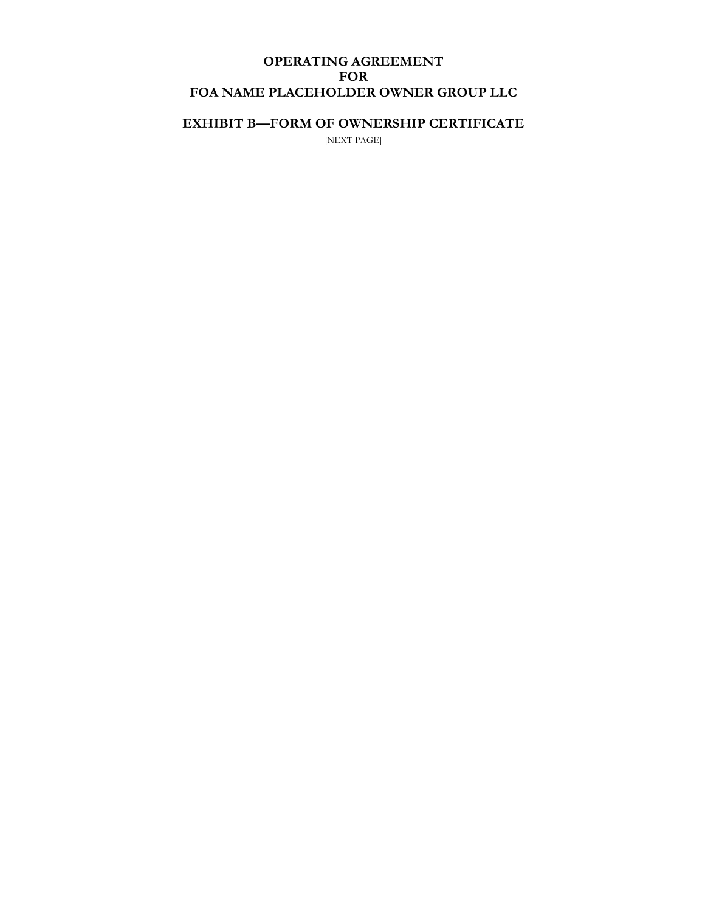# OPERATING AGREEMENT
# FOR
# FOA NAME PLACEHOLDER OWNER GROUP LLC

## EXHIBIT B—FORM OF OWNERSHIP CERTIFICATE

[NEXT PAGE]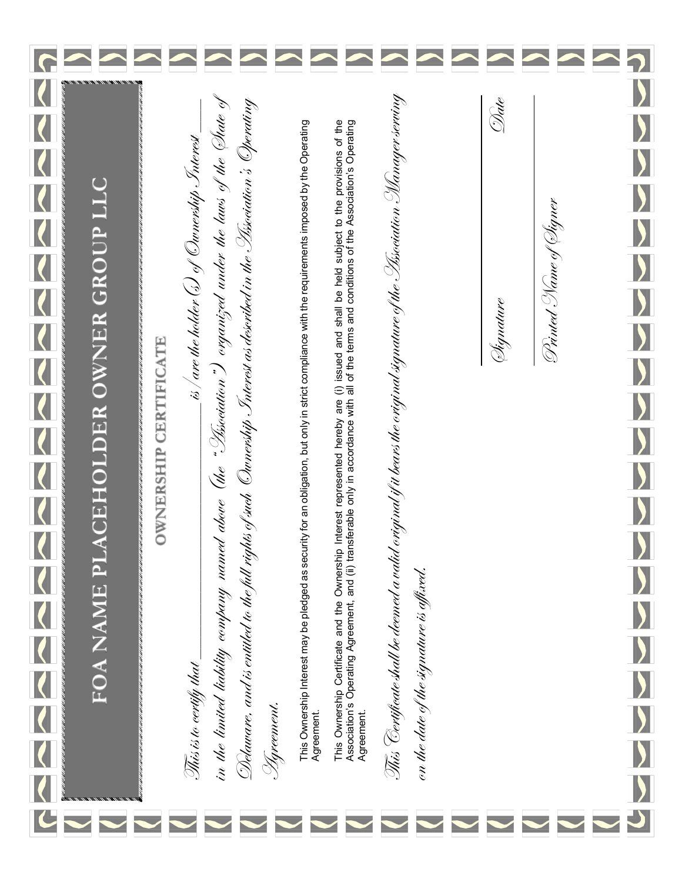# FOA NAME PLACEHOLDER OWNER GROUP LLC

## OWNERSHIP CERTIFICATE

*This is to certify that \_\_\_\_\_\_\_\_\_\_\_\_\_\_\_\_\_\_\_\_\_\_\_\_\_\_ is / are the holder (s) of Ownership Interest \_\_\_\_\_\_ in the limited liability company named above (the "Association") organized under the laws of the State of Delaware, and is entitled to the full rights of such Ownership Interest as described in the Association's Operating Agreement.*

This Ownership Interest may be pledged as security for an obligation, but only in strict compliance with the requirements imposed by the Operating Agreement.

This Ownership Certificate and the Ownership Interest represented hereby are (i) issued and shall be held subject to the provisions of the Association's Operating Agreement, and (ii) transferable only in accordance with all of the terms and conditions of the Association's Operating Agreement.

*This Certificate shall be deemed a valid original if it bears the original signature of the Association Manager serving on the date of the signature is affixed.*

\_\_\_\_\_\_\_\_\_\_\_\_\_\_\_\_\_\_\_\_\_\_\_\_\_\_\_\_\_\_\_\_\_\_\_\_\_\_\_\_\_\_\_\_

*Signature* *Date*

\_\_\_\_\_\_\_\_\_\_\_\_\_\_\_\_\_\_\_\_\_\_\_\_\_\_\_\_\_\_\_\_\_\_\_\_\_\_\_\_\_\_\_\_

*Printed Name of Signer*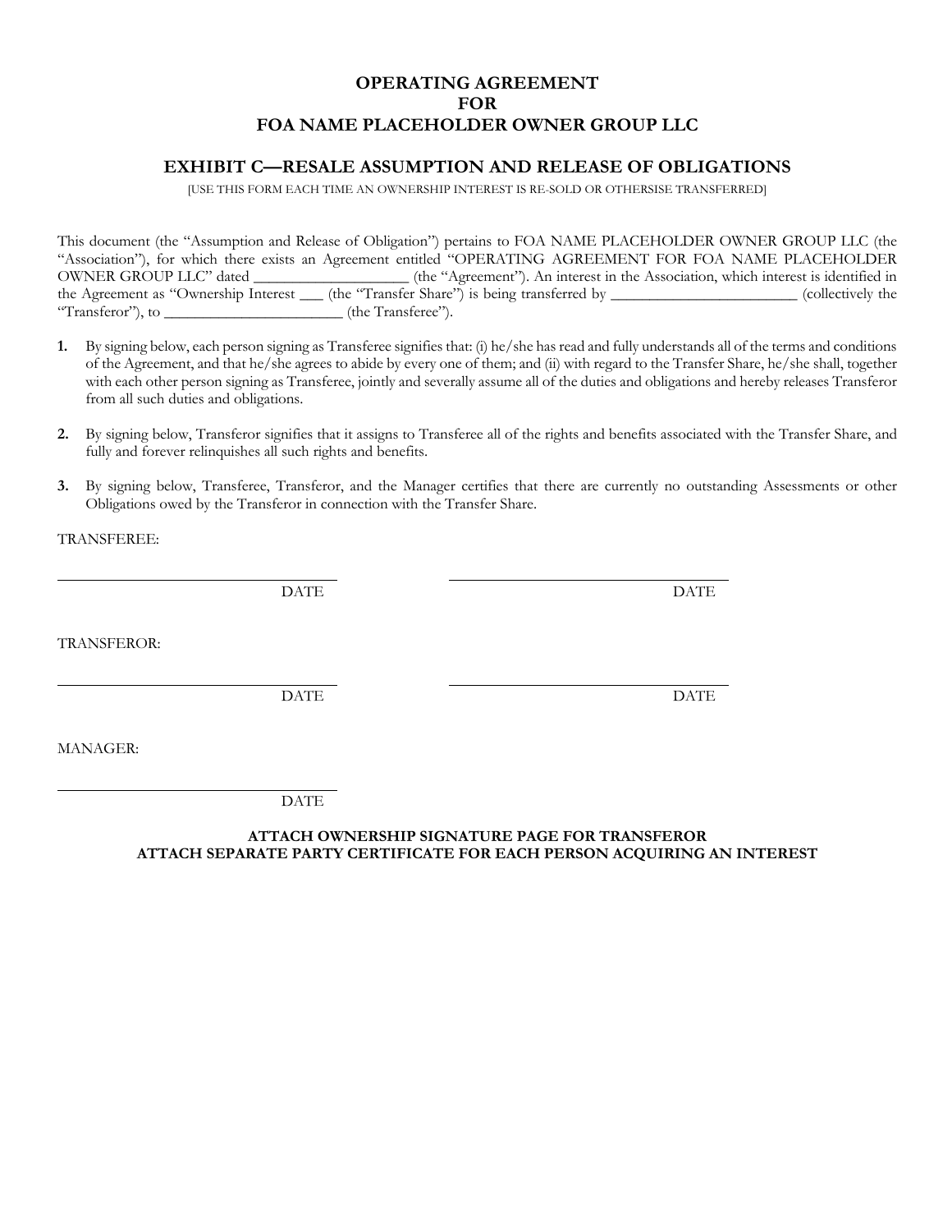# OPERATING AGREEMENT
# FOR
# FOA NAME PLACEHOLDER OWNER GROUP LLC

## EXHIBIT C—RESALE ASSUMPTION AND RELEASE OF OBLIGATIONS

[USE THIS FORM EACH TIME AN OWNERSHIP INTEREST IS RE-SOLD OR OTHERSISE TRANSFERRED]

This document (the "Assumption and Release of Obligation") pertains to FOA NAME PLACEHOLDER OWNER GROUP LLC (the "Association"), for which there exists an Agreement entitled "OPERATING AGREEMENT FOR FOA NAME PLACEHOLDER OWNER GROUP LLC" dated ____________________ (the "Agreement"). An interest in the Association, which interest is identified in the Agreement as "Ownership Interest ___ (the "Transfer Share") is being transferred by ________________________ (collectively the "Transferor"), to _______________________ (the Transferee").

1. By signing below, each person signing as Transferee signifies that: (i) he/she has read and fully understands all of the terms and conditions of the Agreement, and that he/she agrees to abide by every one of them; and (ii) with regard to the Transfer Share, he/she shall, together with each other person signing as Transferee, jointly and severally assume all of the duties and obligations and hereby releases Transferor from all such duties and obligations.

2. By signing below, Transferor signifies that it assigns to Transferee all of the rights and benefits associated with the Transfer Share, and fully and forever relinquishes all such rights and benefits.

3. By signing below, Transferee, Transferor, and the Manager certifies that there are currently no outstanding Assessments or other Obligations owed by the Transferor in connection with the Transfer Share.

TRANSFEREE:

_______________________________ DATE        _______________________________ DATE

TRANSFEROR:

_______________________________ DATE        _______________________________ DATE

MANAGER:

_______________________________ DATE

**ATTACH OWNERSHIP SIGNATURE PAGE FOR TRANSFEROR**
**ATTACH SEPARATE PARTY CERTIFICATE FOR EACH PERSON ACQUIRING AN INTEREST**